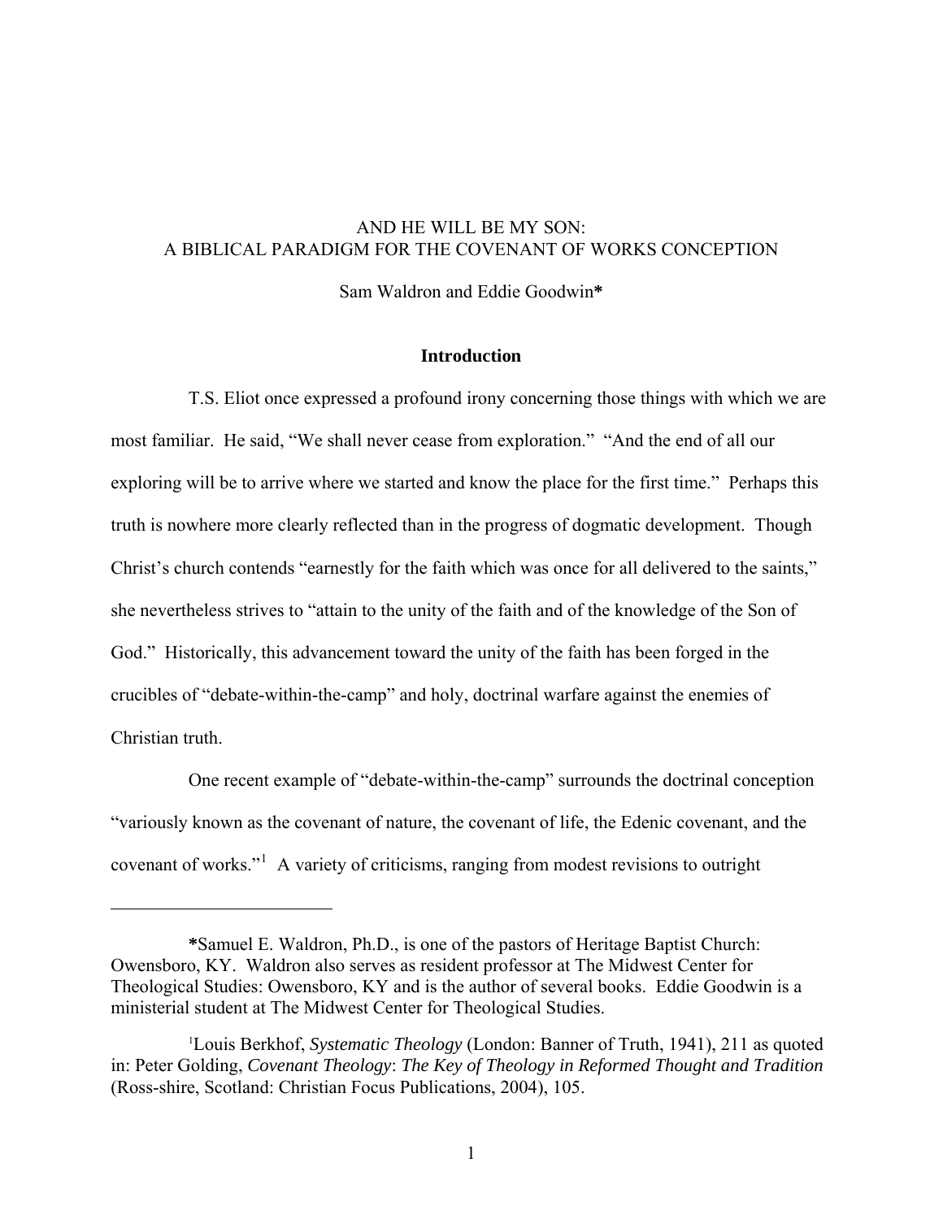# AND HE WILL BE MY SON: A BIBLICAL PARADIGM FOR THE COVENANT OF WORKS CONCEPTION

Sam Waldron and Eddie Goodwin*

## Introduction

T.S. Eliot once expressed a profound irony concerning those things with which we are most familiar. He said, "We shall never cease from exploration." "And the end of all our exploring will be to arrive where we started and know the place for the first time." Perhaps this truth is nowhere more clearly reflected than in the progress of dogmatic development. Though Christ's church contends "earnestly for the faith which was once for all delivered to the saints," she nevertheless strives to "attain to the unity of the faith and of the knowledge of the Son of God." Historically, this advancement toward the unity of the faith has been forged in the crucibles of "debate-within-the-camp" and holy, doctrinal warfare against the enemies of Christian truth.

One recent example of "debate-within-the-camp" surrounds the doctrinal conception "variously known as the covenant of nature, the covenant of life, the Edenic covenant, and the covenant of works."[1] A variety of criticisms, ranging from modest revisions to outright

---

**\***Samuel E. Waldron, Ph.D., is one of the pastors of Heritage Baptist Church: Owensboro, KY. Waldron also serves as resident professor at The Midwest Center for Theological Studies: Owensboro, KY and is the author of several books. Eddie Goodwin is a ministerial student at The Midwest Center for Theological Studies.

[1]Louis Berkhof, *Systematic Theology* (London: Banner of Truth, 1941), 211 as quoted in: Peter Golding, *Covenant Theology*: *The Key of Theology in Reformed Thought and Tradition* (Ross-shire, Scotland: Christian Focus Publications, 2004), 105.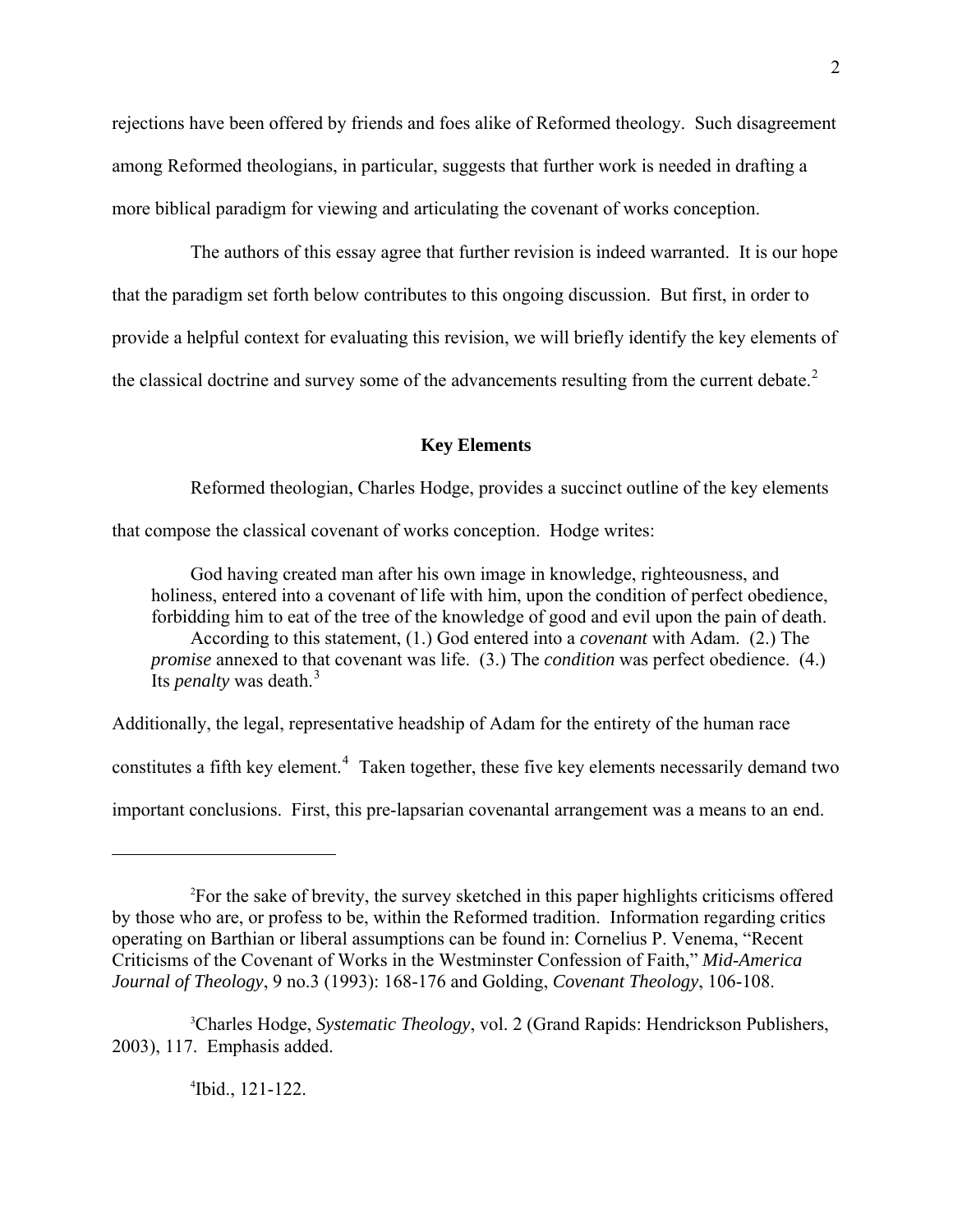rejections have been offered by friends and foes alike of Reformed theology. Such disagreement among Reformed theologians, in particular, suggests that further work is needed in drafting a more biblical paradigm for viewing and articulating the covenant of works conception.

The authors of this essay agree that further revision is indeed warranted. It is our hope that the paradigm set forth below contributes to this ongoing discussion. But first, in order to provide a helpful context for evaluating this revision, we will briefly identify the key elements of the classical doctrine and survey some of the advancements resulting from the current debate.[2]

## Key Elements

Reformed theologian, Charles Hodge, provides a succinct outline of the key elements that compose the classical covenant of works conception. Hodge writes:

> God having created man after his own image in knowledge, righteousness, and holiness, entered into a covenant of life with him, upon the condition of perfect obedience, forbidding him to eat of the tree of the knowledge of good and evil upon the pain of death.
>
> According to this statement, (1.) God entered into a *covenant* with Adam. (2.) The *promise* annexed to that covenant was life. (3.) The *condition* was perfect obedience. (4.) Its *penalty* was death.[3]

Additionally, the legal, representative headship of Adam for the entirety of the human race constitutes a fifth key element.[4] Taken together, these five key elements necessarily demand two important conclusions. First, this pre-lapsarian covenantal arrangement was a means to an end.

---

[2]For the sake of brevity, the survey sketched in this paper highlights criticisms offered by those who are, or profess to be, within the Reformed tradition. Information regarding critics operating on Barthian or liberal assumptions can be found in: Cornelius P. Venema, "Recent Criticisms of the Covenant of Works in the Westminster Confession of Faith," *Mid-America Journal of Theology*, 9 no.3 (1993): 168-176 and Golding, *Covenant Theology*, 106-108.

[3]Charles Hodge, *Systematic Theology*, vol. 2 (Grand Rapids: Hendrickson Publishers, 2003), 117. Emphasis added.

[4]Ibid., 121-122.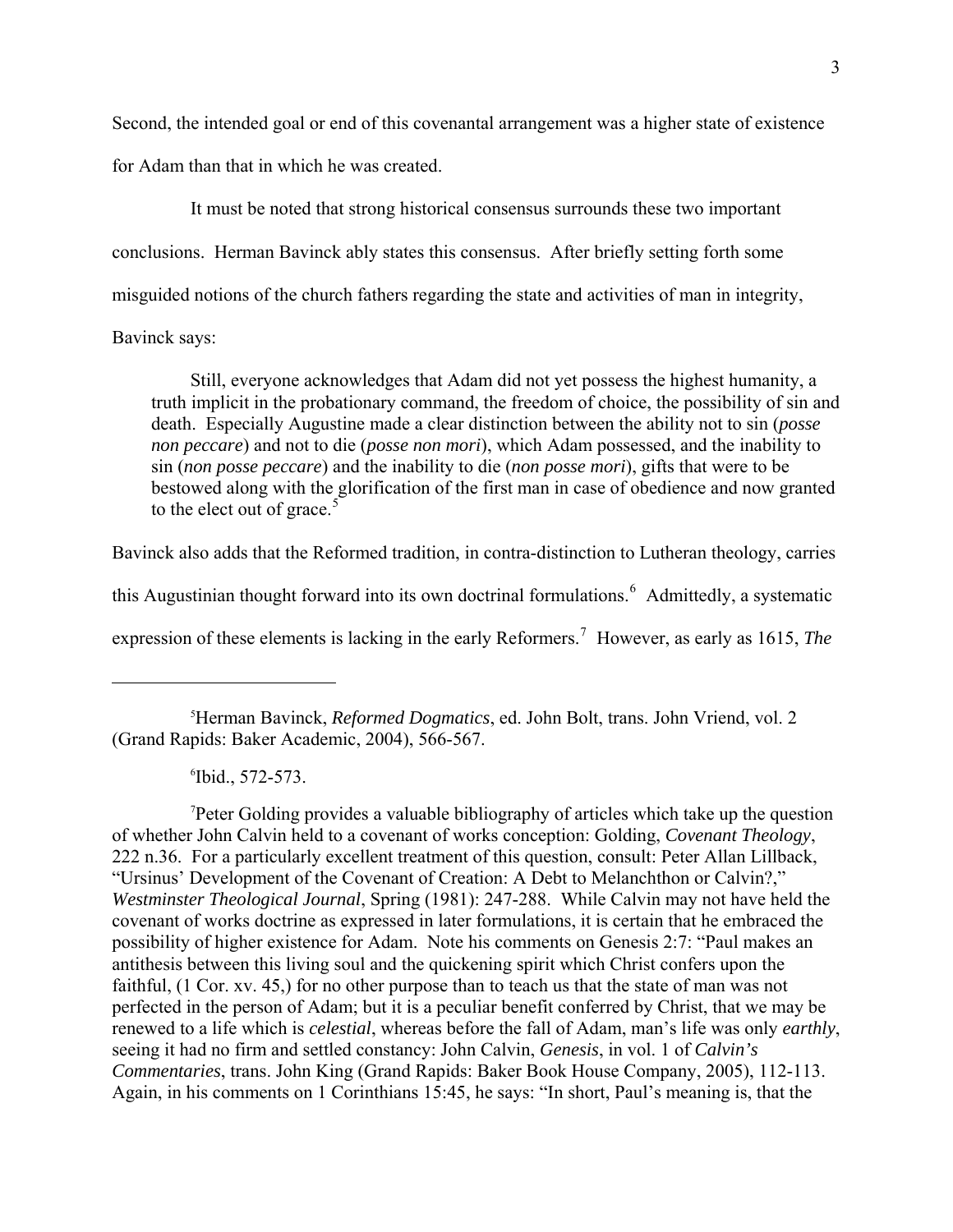Second, the intended goal or end of this covenantal arrangement was a higher state of existence for Adam than that in which he was created.

It must be noted that strong historical consensus surrounds these two important conclusions. Herman Bavinck ably states this consensus. After briefly setting forth some misguided notions of the church fathers regarding the state and activities of man in integrity, Bavinck says:

> Still, everyone acknowledges that Adam did not yet possess the highest humanity, a truth implicit in the probationary command, the freedom of choice, the possibility of sin and death. Especially Augustine made a clear distinction between the ability not to sin (*posse non peccare*) and not to die (*posse non mori*), which Adam possessed, and the inability to sin (*non posse peccare*) and the inability to die (*non posse mori*), gifts that were to be bestowed along with the glorification of the first man in case of obedience and now granted to the elect out of grace.[5]

Bavinck also adds that the Reformed tradition, in contra-distinction to Lutheran theology, carries this Augustinian thought forward into its own doctrinal formulations.[6] Admittedly, a systematic expression of these elements is lacking in the early Reformers.[7] However, as early as 1615, *The*

---

[5]Herman Bavinck, *Reformed Dogmatics*, ed. John Bolt, trans. John Vriend, vol. 2 (Grand Rapids: Baker Academic, 2004), 566-567.

[6]Ibid., 572-573.

[7]Peter Golding provides a valuable bibliography of articles which take up the question of whether John Calvin held to a covenant of works conception: Golding, *Covenant Theology*, 222 n.36. For a particularly excellent treatment of this question, consult: Peter Allan Lillback, "Ursinus' Development of the Covenant of Creation: A Debt to Melanchthon or Calvin?," *Westminster Theological Journal*, Spring (1981): 247-288. While Calvin may not have held the covenant of works doctrine as expressed in later formulations, it is certain that he embraced the possibility of higher existence for Adam. Note his comments on Genesis 2:7: "Paul makes an antithesis between this living soul and the quickening spirit which Christ confers upon the faithful, (1 Cor. xv. 45,) for no other purpose than to teach us that the state of man was not perfected in the person of Adam; but it is a peculiar benefit conferred by Christ, that we may be renewed to a life which is *celestial*, whereas before the fall of Adam, man's life was only *earthly*, seeing it had no firm and settled constancy: John Calvin, *Genesis*, in vol. 1 of *Calvin's Commentaries*, trans. John King (Grand Rapids: Baker Book House Company, 2005), 112-113. Again, in his comments on 1 Corinthians 15:45, he says: "In short, Paul's meaning is, that the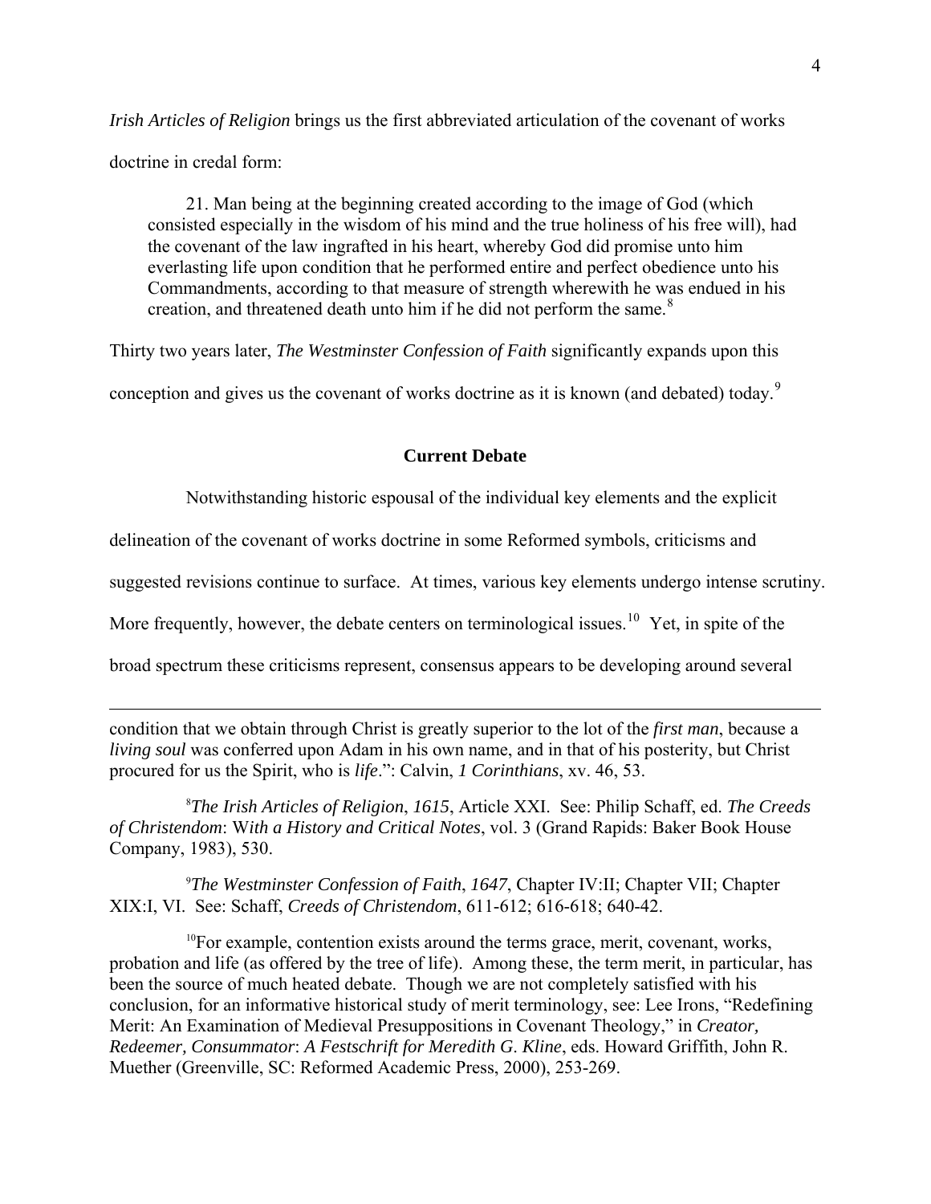*Irish Articles of Religion* brings us the first abbreviated articulation of the covenant of works doctrine in credal form:

> 21. Man being at the beginning created according to the image of God (which consisted especially in the wisdom of his mind and the true holiness of his free will), had the covenant of the law ingrafted in his heart, whereby God did promise unto him everlasting life upon condition that he performed entire and perfect obedience unto his Commandments, according to that measure of strength wherewith he was endued in his creation, and threatened death unto him if he did not perform the same.[8]

Thirty two years later, *The Westminster Confession of Faith* significantly expands upon this conception and gives us the covenant of works doctrine as it is known (and debated) today.[9]

## Current Debate

Notwithstanding historic espousal of the individual key elements and the explicit delineation of the covenant of works doctrine in some Reformed symbols, criticisms and suggested revisions continue to surface. At times, various key elements undergo intense scrutiny. More frequently, however, the debate centers on terminological issues.[10] Yet, in spite of the broad spectrum these criticisms represent, consensus appears to be developing around several

---

condition that we obtain through Christ is greatly superior to the lot of the *first man*, because a *living soul* was conferred upon Adam in his own name, and in that of his posterity, but Christ procured for us the Spirit, who is *life*.": Calvin, *1 Corinthians*, xv. 46, 53.

[8] *The Irish Articles of Religion*, *1615*, Article XXI. See: Philip Schaff, ed. *The Creeds of Christendom*: W*ith a History and Critical Notes*, vol. 3 (Grand Rapids: Baker Book House Company, 1983), 530.

[9] *The Westminster Confession of Faith*, *1647*, Chapter IV:II; Chapter VII; Chapter XIX:I, VI. See: Schaff, *Creeds of Christendom*, 611-612; 616-618; 640-42.

[10] For example, contention exists around the terms grace, merit, covenant, works, probation and life (as offered by the tree of life). Among these, the term merit, in particular, has been the source of much heated debate. Though we are not completely satisfied with his conclusion, for an informative historical study of merit terminology, see: Lee Irons, "Redefining Merit: An Examination of Medieval Presuppositions in Covenant Theology," in *Creator, Redeemer, Consummator*: *A Festschrift for Meredith G. Kline*, eds. Howard Griffith, John R. Muether (Greenville, SC: Reformed Academic Press, 2000), 253-269.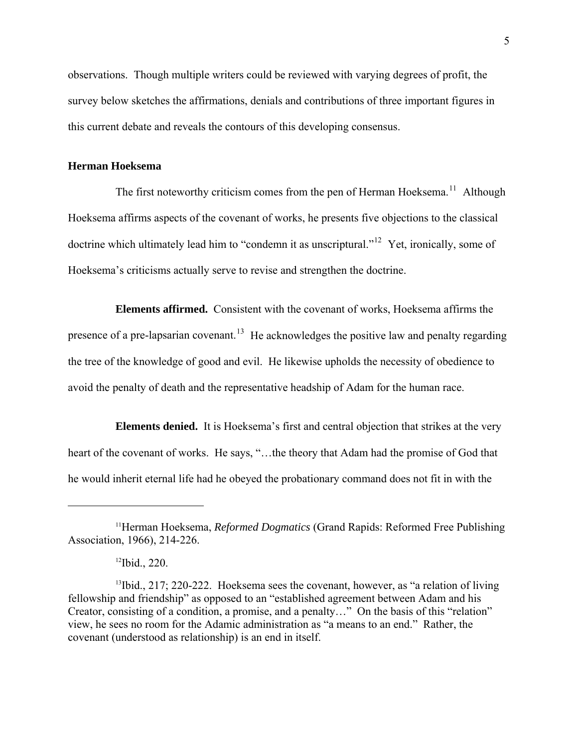observations. Though multiple writers could be reviewed with varying degrees of profit, the survey below sketches the affirmations, denials and contributions of three important figures in this current debate and reveals the contours of this developing consensus.

### Herman Hoeksema

The first noteworthy criticism comes from the pen of Herman Hoeksema.[11] Although Hoeksema affirms aspects of the covenant of works, he presents five objections to the classical doctrine which ultimately lead him to "condemn it as unscriptural."[12] Yet, ironically, some of Hoeksema's criticisms actually serve to revise and strengthen the doctrine.

**Elements affirmed.** Consistent with the covenant of works, Hoeksema affirms the presence of a pre-lapsarian covenant.[13] He acknowledges the positive law and penalty regarding the tree of the knowledge of good and evil. He likewise upholds the necessity of obedience to avoid the penalty of death and the representative headship of Adam for the human race.

**Elements denied.** It is Hoeksema's first and central objection that strikes at the very heart of the covenant of works. He says, "…the theory that Adam had the promise of God that he would inherit eternal life had he obeyed the probationary command does not fit in with the

---

[11]Herman Hoeksema, *Reformed Dogmatics* (Grand Rapids: Reformed Free Publishing Association, 1966), 214-226.

[12]Ibid., 220.

[13]Ibid., 217; 220-222. Hoeksema sees the covenant, however, as "a relation of living fellowship and friendship" as opposed to an "established agreement between Adam and his Creator, consisting of a condition, a promise, and a penalty…" On the basis of this "relation" view, he sees no room for the Adamic administration as "a means to an end." Rather, the covenant (understood as relationship) is an end in itself.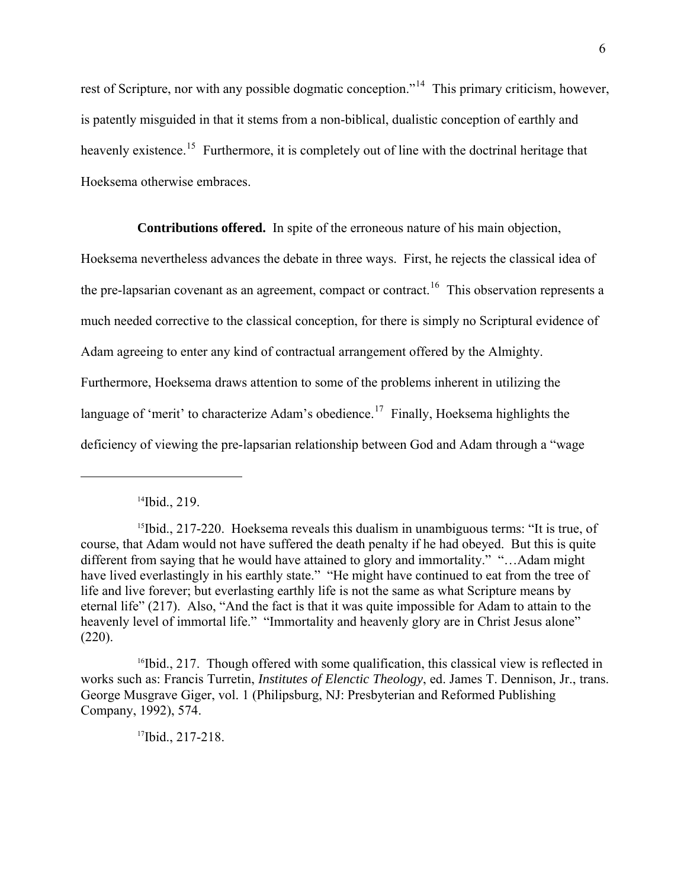rest of Scripture, nor with any possible dogmatic conception."[14] This primary criticism, however, is patently misguided in that it stems from a non-biblical, dualistic conception of earthly and heavenly existence.[15] Furthermore, it is completely out of line with the doctrinal heritage that Hoeksema otherwise embraces.

**Contributions offered.** In spite of the erroneous nature of his main objection, Hoeksema nevertheless advances the debate in three ways. First, he rejects the classical idea of the pre-lapsarian covenant as an agreement, compact or contract.[16] This observation represents a much needed corrective to the classical conception, for there is simply no Scriptural evidence of Adam agreeing to enter any kind of contractual arrangement offered by the Almighty. Furthermore, Hoeksema draws attention to some of the problems inherent in utilizing the language of 'merit' to characterize Adam's obedience.[17] Finally, Hoeksema highlights the deficiency of viewing the pre-lapsarian relationship between God and Adam through a "wage

---

[14]Ibid., 219.

[15]Ibid., 217-220. Hoeksema reveals this dualism in unambiguous terms: "It is true, of course, that Adam would not have suffered the death penalty if he had obeyed. But this is quite different from saying that he would have attained to glory and immortality." "…Adam might have lived everlastingly in his earthly state." "He might have continued to eat from the tree of life and live forever; but everlasting earthly life is not the same as what Scripture means by eternal life" (217). Also, "And the fact is that it was quite impossible for Adam to attain to the heavenly level of immortal life." "Immortality and heavenly glory are in Christ Jesus alone" (220).

[16]Ibid., 217. Though offered with some qualification, this classical view is reflected in works such as: Francis Turretin, *Institutes of Elenctic Theology*, ed. James T. Dennison, Jr., trans. George Musgrave Giger, vol. 1 (Philipsburg, NJ: Presbyterian and Reformed Publishing Company, 1992), 574.

[17]Ibid., 217-218.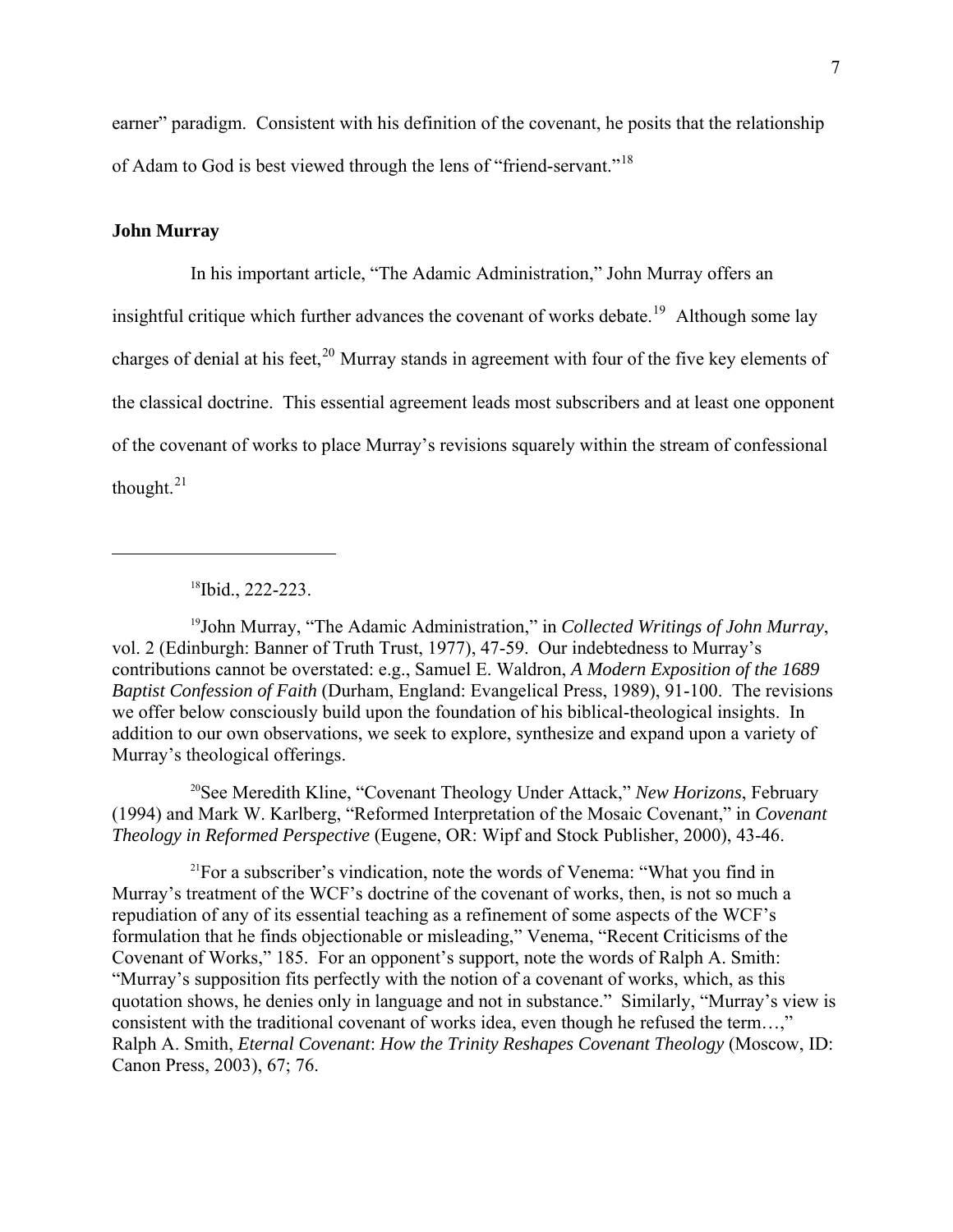earner" paradigm. Consistent with his definition of the covenant, he posits that the relationship of Adam to God is best viewed through the lens of "friend-servant."[18]

### John Murray

In his important article, "The Adamic Administration," John Murray offers an insightful critique which further advances the covenant of works debate.[19] Although some lay charges of denial at his feet,[20] Murray stands in agreement with four of the five key elements of the classical doctrine. This essential agreement leads most subscribers and at least one opponent of the covenant of works to place Murray's revisions squarely within the stream of confessional thought.[21]

---

[18]Ibid., 222-223.

[19]John Murray, "The Adamic Administration," in *Collected Writings of John Murray*, vol. 2 (Edinburgh: Banner of Truth Trust, 1977), 47-59. Our indebtedness to Murray's contributions cannot be overstated: e.g., Samuel E. Waldron, *A Modern Exposition of the 1689 Baptist Confession of Faith* (Durham, England: Evangelical Press, 1989), 91-100. The revisions we offer below consciously build upon the foundation of his biblical-theological insights. In addition to our own observations, we seek to explore, synthesize and expand upon a variety of Murray's theological offerings.

[20]See Meredith Kline, "Covenant Theology Under Attack," *New Horizons*, February (1994) and Mark W. Karlberg, "Reformed Interpretation of the Mosaic Covenant," in *Covenant Theology in Reformed Perspective* (Eugene, OR: Wipf and Stock Publisher, 2000), 43-46.

[21]For a subscriber's vindication, note the words of Venema: "What you find in Murray's treatment of the WCF's doctrine of the covenant of works, then, is not so much a repudiation of any of its essential teaching as a refinement of some aspects of the WCF's formulation that he finds objectionable or misleading," Venema, "Recent Criticisms of the Covenant of Works," 185. For an opponent's support, note the words of Ralph A. Smith: "Murray's supposition fits perfectly with the notion of a covenant of works, which, as this quotation shows, he denies only in language and not in substance." Similarly, "Murray's view is consistent with the traditional covenant of works idea, even though he refused the term…," Ralph A. Smith, *Eternal Covenant*: *How the Trinity Reshapes Covenant Theology* (Moscow, ID: Canon Press, 2003), 67; 76.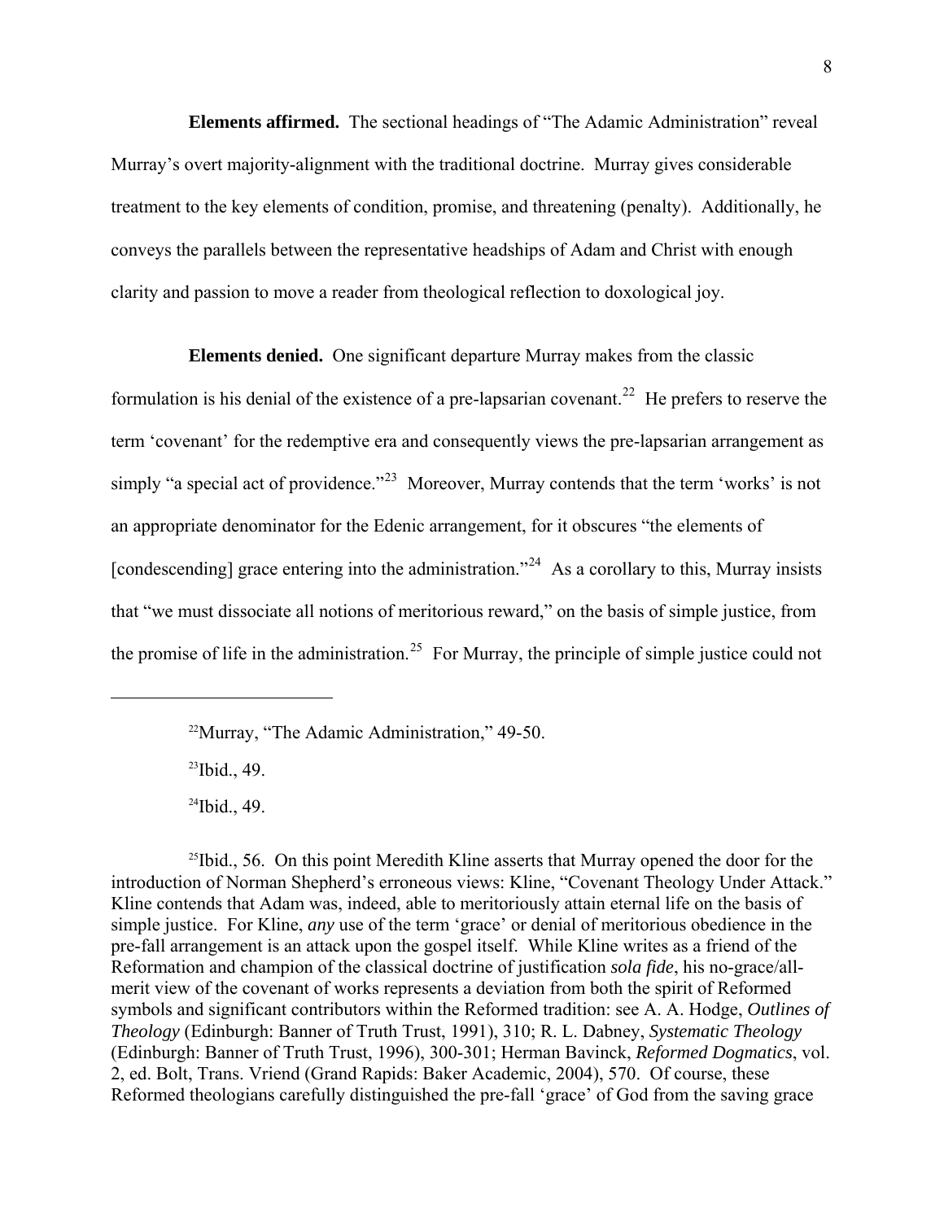**Elements affirmed.** The sectional headings of "The Adamic Administration" reveal Murray's overt majority-alignment with the traditional doctrine. Murray gives considerable treatment to the key elements of condition, promise, and threatening (penalty). Additionally, he conveys the parallels between the representative headships of Adam and Christ with enough clarity and passion to move a reader from theological reflection to doxological joy.

**Elements denied.** One significant departure Murray makes from the classic formulation is his denial of the existence of a pre-lapsarian covenant.[22] He prefers to reserve the term 'covenant' for the redemptive era and consequently views the pre-lapsarian arrangement as simply "a special act of providence."[23] Moreover, Murray contends that the term 'works' is not an appropriate denominator for the Edenic arrangement, for it obscures "the elements of [condescending] grace entering into the administration."[24] As a corollary to this, Murray insists that "we must dissociate all notions of meritorious reward," on the basis of simple justice, from the promise of life in the administration.[25] For Murray, the principle of simple justice could not

---

[22]Murray, "The Adamic Administration," 49-50.

[23]Ibid., 49.

[24]Ibid., 49.

[25]Ibid., 56. On this point Meredith Kline asserts that Murray opened the door for the introduction of Norman Shepherd's erroneous views: Kline, "Covenant Theology Under Attack." Kline contends that Adam was, indeed, able to meritoriously attain eternal life on the basis of simple justice. For Kline, *any* use of the term 'grace' or denial of meritorious obedience in the pre-fall arrangement is an attack upon the gospel itself. While Kline writes as a friend of the Reformation and champion of the classical doctrine of justification *sola fide*, his no-grace/all-merit view of the covenant of works represents a deviation from both the spirit of Reformed symbols and significant contributors within the Reformed tradition: see A. A. Hodge, *Outlines of Theology* (Edinburgh: Banner of Truth Trust, 1991), 310; R. L. Dabney, *Systematic Theology* (Edinburgh: Banner of Truth Trust, 1996), 300-301; Herman Bavinck, *Reformed Dogmatics*, vol. 2, ed. Bolt, Trans. Vriend (Grand Rapids: Baker Academic, 2004), 570. Of course, these Reformed theologians carefully distinguished the pre-fall 'grace' of God from the saving grace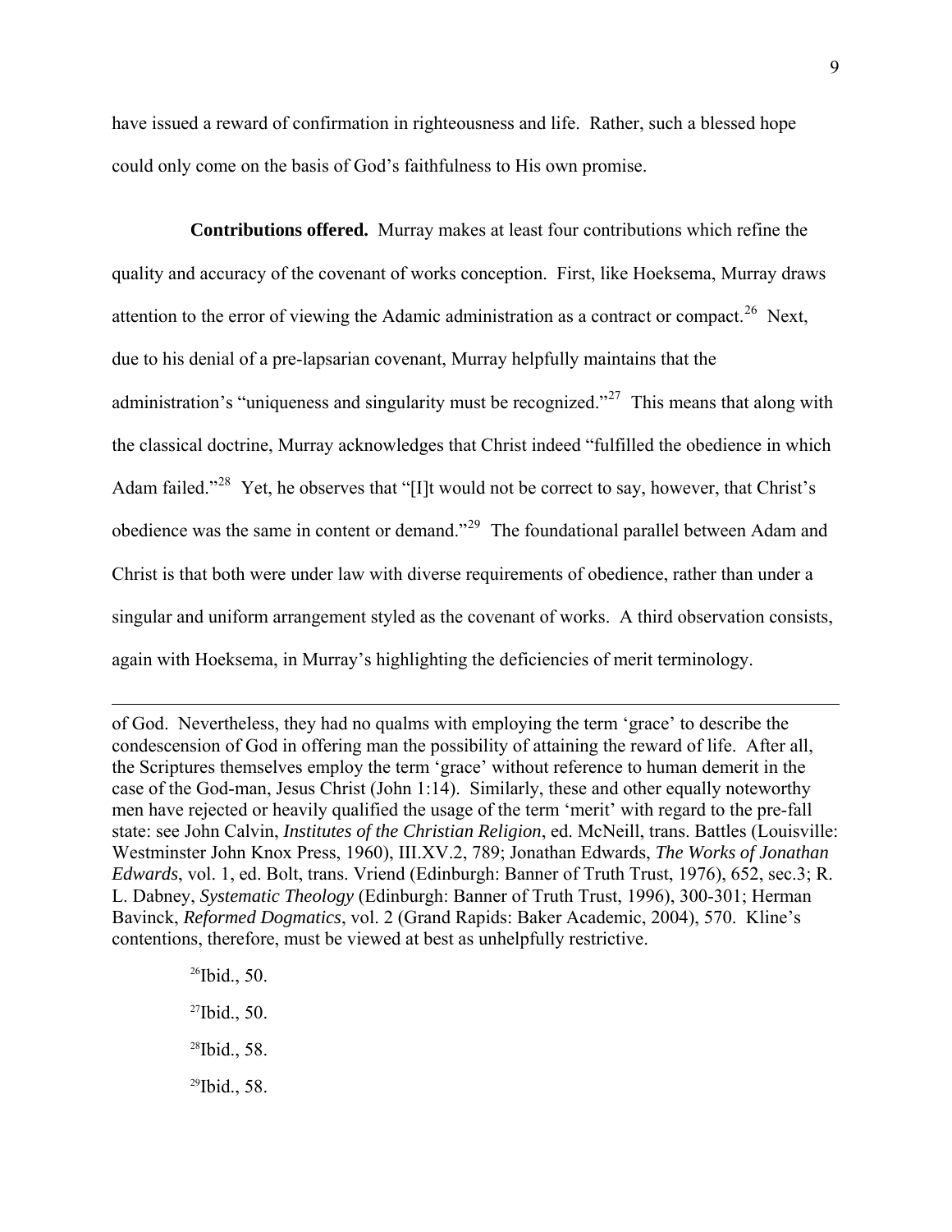have issued a reward of confirmation in righteousness and life. Rather, such a blessed hope could only come on the basis of God's faithfulness to His own promise.

**Contributions offered.** Murray makes at least four contributions which refine the quality and accuracy of the covenant of works conception. First, like Hoeksema, Murray draws attention to the error of viewing the Adamic administration as a contract or compact.[26] Next, due to his denial of a pre-lapsarian covenant, Murray helpfully maintains that the administration's "uniqueness and singularity must be recognized."[27] This means that along with the classical doctrine, Murray acknowledges that Christ indeed "fulfilled the obedience in which Adam failed."[28] Yet, he observes that "[I]t would not be correct to say, however, that Christ's obedience was the same in content or demand."[29] The foundational parallel between Adam and Christ is that both were under law with diverse requirements of obedience, rather than under a singular and uniform arrangement styled as the covenant of works. A third observation consists, again with Hoeksema, in Murray's highlighting the deficiencies of merit terminology.

---

of God. Nevertheless, they had no qualms with employing the term 'grace' to describe the condescension of God in offering man the possibility of attaining the reward of life. After all, the Scriptures themselves employ the term 'grace' without reference to human demerit in the case of the God-man, Jesus Christ (John 1:14). Similarly, these and other equally noteworthy men have rejected or heavily qualified the usage of the term 'merit' with regard to the pre-fall state: see John Calvin, *Institutes of the Christian Religion*, ed. McNeill, trans. Battles (Louisville: Westminster John Knox Press, 1960), III.XV.2, 789; Jonathan Edwards, *The Works of Jonathan Edwards*, vol. 1, ed. Bolt, trans. Vriend (Edinburgh: Banner of Truth Trust, 1976), 652, sec.3; R. L. Dabney, *Systematic Theology* (Edinburgh: Banner of Truth Trust, 1996), 300-301; Herman Bavinck, *Reformed Dogmatics*, vol. 2 (Grand Rapids: Baker Academic, 2004), 570. Kline's contentions, therefore, must be viewed at best as unhelpfully restrictive.

[26]Ibid., 50.

[27]Ibid., 50.

[28]Ibid., 58.

[29]Ibid., 58.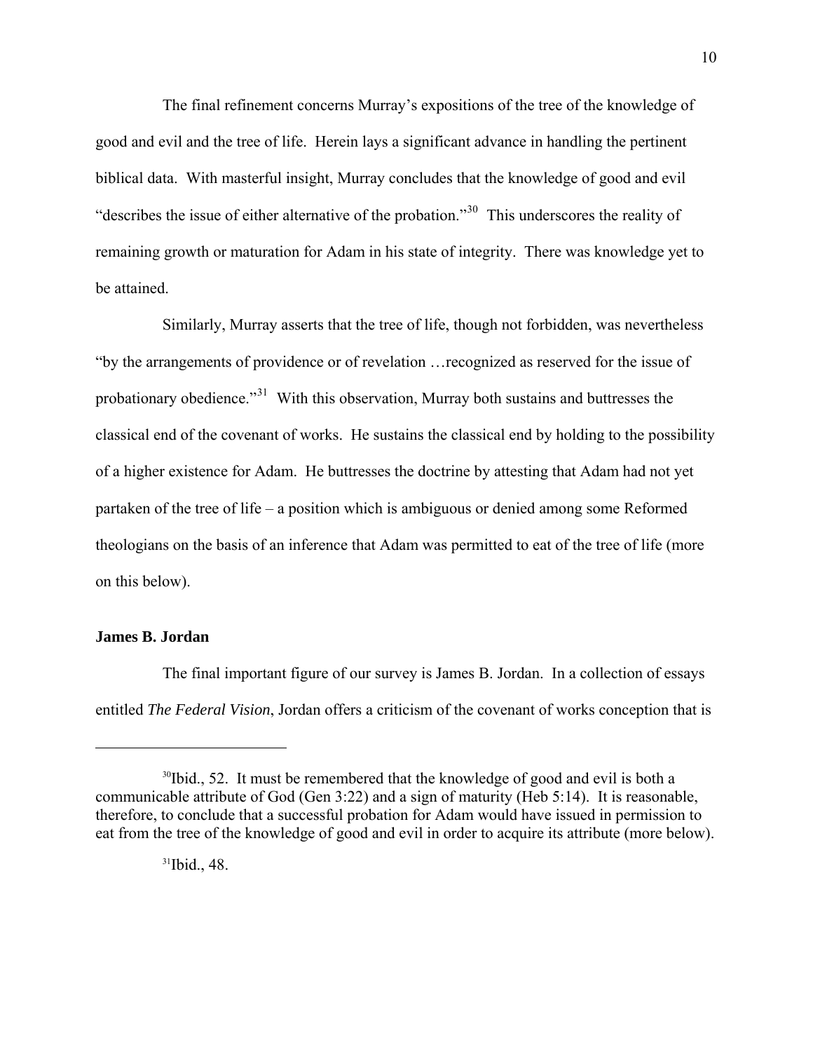The final refinement concerns Murray's expositions of the tree of the knowledge of good and evil and the tree of life. Herein lays a significant advance in handling the pertinent biblical data. With masterful insight, Murray concludes that the knowledge of good and evil "describes the issue of either alternative of the probation."[30] This underscores the reality of remaining growth or maturation for Adam in his state of integrity. There was knowledge yet to be attained.

Similarly, Murray asserts that the tree of life, though not forbidden, was nevertheless "by the arrangements of providence or of revelation …recognized as reserved for the issue of probationary obedience."[31] With this observation, Murray both sustains and buttresses the classical end of the covenant of works. He sustains the classical end by holding to the possibility of a higher existence for Adam. He buttresses the doctrine by attesting that Adam had not yet partaken of the tree of life – a position which is ambiguous or denied among some Reformed theologians on the basis of an inference that Adam was permitted to eat of the tree of life (more on this below).

### James B. Jordan

The final important figure of our survey is James B. Jordan. In a collection of essays entitled *The Federal Vision*, Jordan offers a criticism of the covenant of works conception that is

---

[30]Ibid., 52. It must be remembered that the knowledge of good and evil is both a communicable attribute of God (Gen 3:22) and a sign of maturity (Heb 5:14). It is reasonable, therefore, to conclude that a successful probation for Adam would have issued in permission to eat from the tree of the knowledge of good and evil in order to acquire its attribute (more below).

[31]Ibid., 48.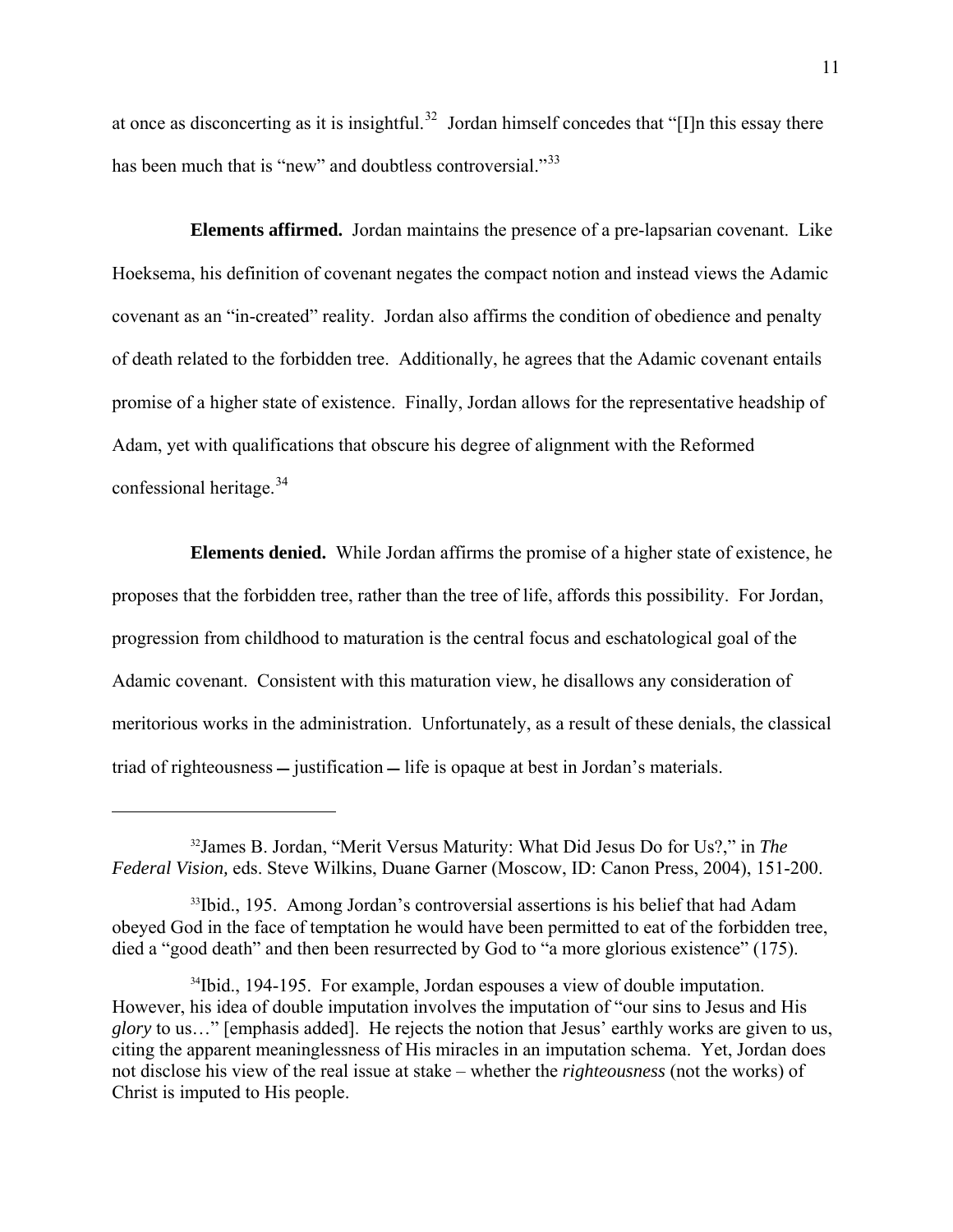at once as disconcerting as it is insightful.[32] Jordan himself concedes that "[I]n this essay there has been much that is "new" and doubtless controversial."[33]

**Elements affirmed.** Jordan maintains the presence of a pre-lapsarian covenant. Like Hoeksema, his definition of covenant negates the compact notion and instead views the Adamic covenant as an "in-created" reality. Jordan also affirms the condition of obedience and penalty of death related to the forbidden tree. Additionally, he agrees that the Adamic covenant entails promise of a higher state of existence. Finally, Jordan allows for the representative headship of Adam, yet with qualifications that obscure his degree of alignment with the Reformed confessional heritage.[34]

**Elements denied.** While Jordan affirms the promise of a higher state of existence, he proposes that the forbidden tree, rather than the tree of life, affords this possibility. For Jordan, progression from childhood to maturation is the central focus and eschatological goal of the Adamic covenant. Consistent with this maturation view, he disallows any consideration of meritorious works in the administration. Unfortunately, as a result of these denials, the classical triad of righteousness — justification — life is opaque at best in Jordan's materials.

---

[32]James B. Jordan, "Merit Versus Maturity: What Did Jesus Do for Us?," in *The Federal Vision,* eds. Steve Wilkins, Duane Garner (Moscow, ID: Canon Press, 2004), 151-200.

[33]Ibid., 195. Among Jordan's controversial assertions is his belief that had Adam obeyed God in the face of temptation he would have been permitted to eat of the forbidden tree, died a "good death" and then been resurrected by God to "a more glorious existence" (175).

[34]Ibid., 194-195. For example, Jordan espouses a view of double imputation. However, his idea of double imputation involves the imputation of "our sins to Jesus and His *glory* to us…" [emphasis added]. He rejects the notion that Jesus' earthly works are given to us, citing the apparent meaninglessness of His miracles in an imputation schema. Yet, Jordan does not disclose his view of the real issue at stake – whether the *righteousness* (not the works) of Christ is imputed to His people.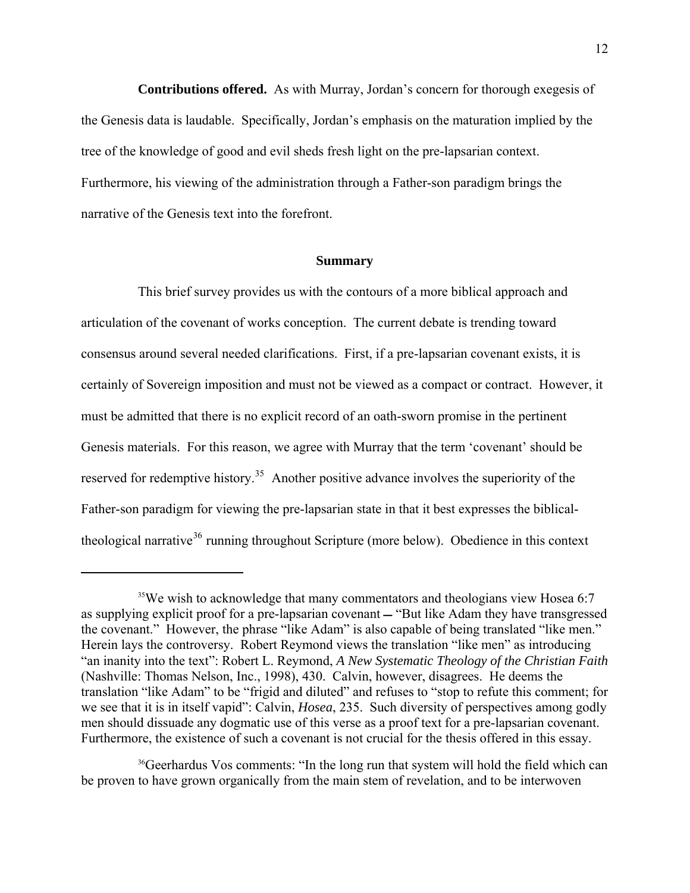**Contributions offered.** As with Murray, Jordan's concern for thorough exegesis of the Genesis data is laudable. Specifically, Jordan's emphasis on the maturation implied by the tree of the knowledge of good and evil sheds fresh light on the pre-lapsarian context. Furthermore, his viewing of the administration through a Father-son paradigm brings the narrative of the Genesis text into the forefront.

## Summary

This brief survey provides us with the contours of a more biblical approach and articulation of the covenant of works conception. The current debate is trending toward consensus around several needed clarifications. First, if a pre-lapsarian covenant exists, it is certainly of Sovereign imposition and must not be viewed as a compact or contract. However, it must be admitted that there is no explicit record of an oath-sworn promise in the pertinent Genesis materials. For this reason, we agree with Murray that the term 'covenant' should be reserved for redemptive history.[35] Another positive advance involves the superiority of the Father-son paradigm for viewing the pre-lapsarian state in that it best expresses the biblical-theological narrative[36] running throughout Scripture (more below). Obedience in this context

---

[35]We wish to acknowledge that many commentators and theologians view Hosea 6:7 as supplying explicit proof for a pre-lapsarian covenant ― "But like Adam they have transgressed the covenant." However, the phrase "like Adam" is also capable of being translated "like men." Herein lays the controversy. Robert Reymond views the translation "like men" as introducing "an inanity into the text": Robert L. Reymond, *A New Systematic Theology of the Christian Faith* (Nashville: Thomas Nelson, Inc., 1998), 430. Calvin, however, disagrees. He deems the translation "like Adam" to be "frigid and diluted" and refuses to "stop to refute this comment; for we see that it is in itself vapid": Calvin, *Hosea*, 235. Such diversity of perspectives among godly men should dissuade any dogmatic use of this verse as a proof text for a pre-lapsarian covenant. Furthermore, the existence of such a covenant is not crucial for the thesis offered in this essay.

[36]Geerhardus Vos comments: "In the long run that system will hold the field which can be proven to have grown organically from the main stem of revelation, and to be interwoven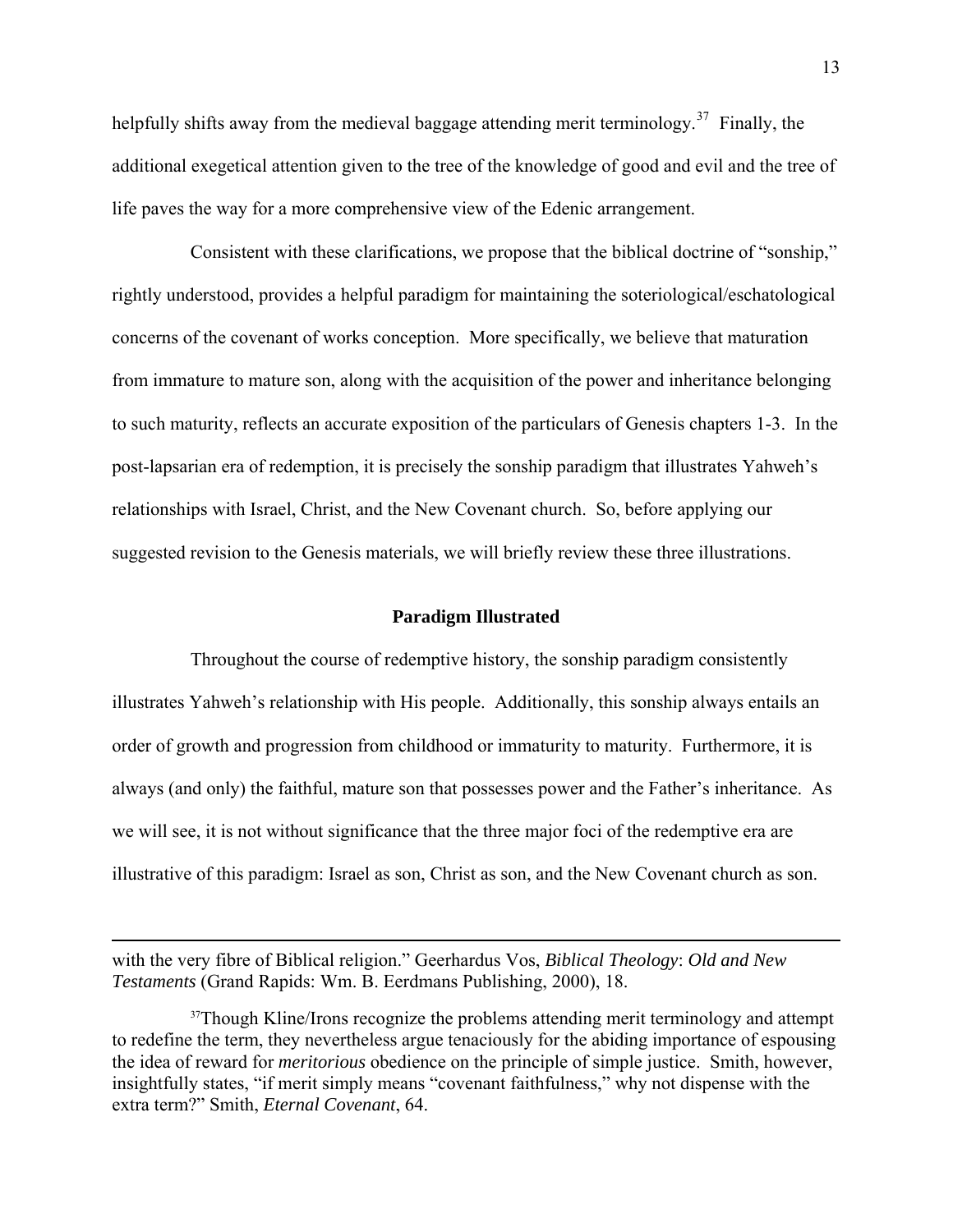helpfully shifts away from the medieval baggage attending merit terminology.[37] Finally, the additional exegetical attention given to the tree of the knowledge of good and evil and the tree of life paves the way for a more comprehensive view of the Edenic arrangement.

Consistent with these clarifications, we propose that the biblical doctrine of "sonship," rightly understood, provides a helpful paradigm for maintaining the soteriological/eschatological concerns of the covenant of works conception. More specifically, we believe that maturation from immature to mature son, along with the acquisition of the power and inheritance belonging to such maturity, reflects an accurate exposition of the particulars of Genesis chapters 1-3. In the post-lapsarian era of redemption, it is precisely the sonship paradigm that illustrates Yahweh's relationships with Israel, Christ, and the New Covenant church. So, before applying our suggested revision to the Genesis materials, we will briefly review these three illustrations.

### Paradigm Illustrated

Throughout the course of redemptive history, the sonship paradigm consistently illustrates Yahweh's relationship with His people. Additionally, this sonship always entails an order of growth and progression from childhood or immaturity to maturity. Furthermore, it is always (and only) the faithful, mature son that possesses power and the Father's inheritance. As we will see, it is not without significance that the three major foci of the redemptive era are illustrative of this paradigm: Israel as son, Christ as son, and the New Covenant church as son.

---

with the very fibre of Biblical religion." Geerhardus Vos, *Biblical Theology*: *Old and New Testaments* (Grand Rapids: Wm. B. Eerdmans Publishing, 2000), 18.

[37]Though Kline/Irons recognize the problems attending merit terminology and attempt to redefine the term, they nevertheless argue tenaciously for the abiding importance of espousing the idea of reward for *meritorious* obedience on the principle of simple justice. Smith, however, insightfully states, "if merit simply means "covenant faithfulness," why not dispense with the extra term?" Smith, *Eternal Covenant*, 64.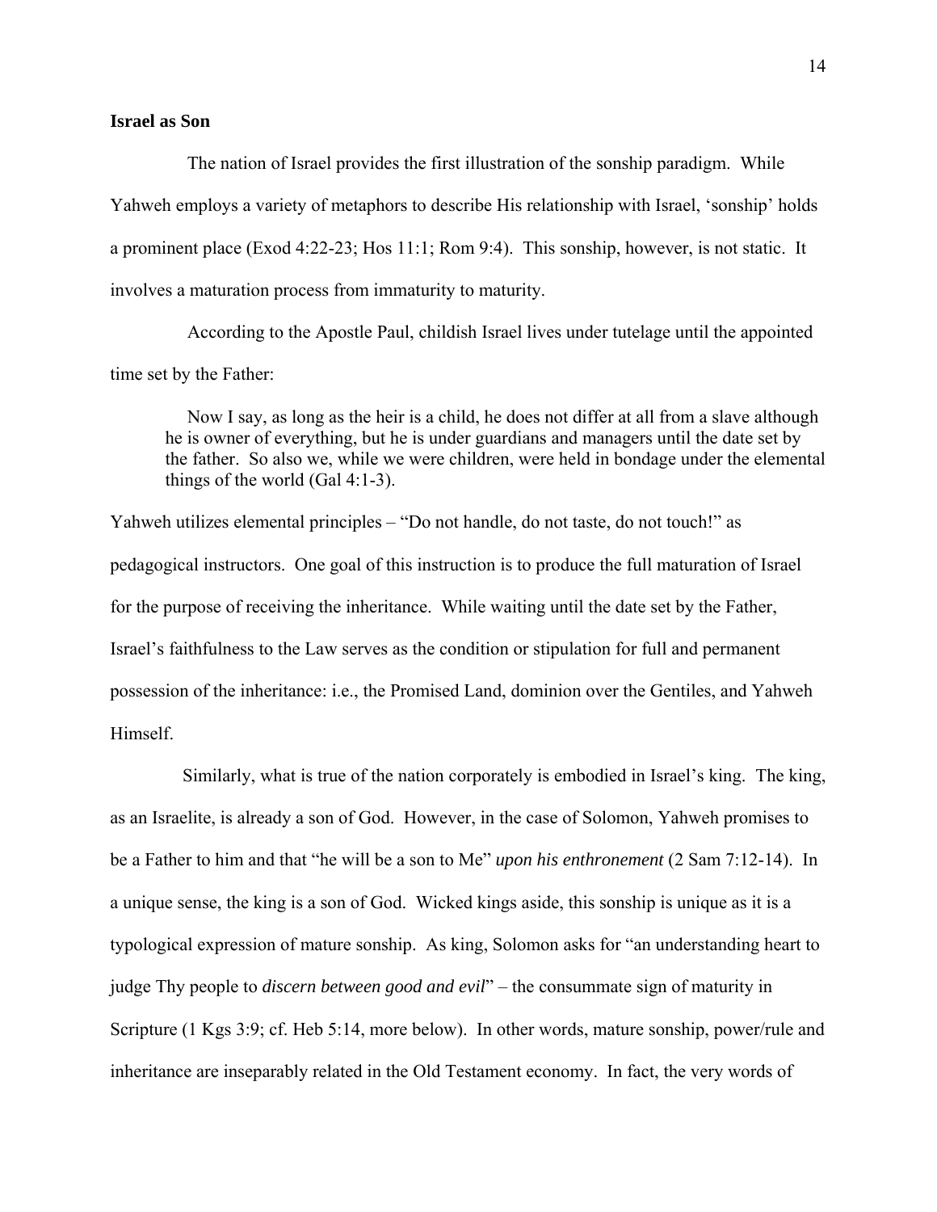**Israel as Son**

The nation of Israel provides the first illustration of the sonship paradigm. While Yahweh employs a variety of metaphors to describe His relationship with Israel, 'sonship' holds a prominent place (Exod 4:22-23; Hos 11:1; Rom 9:4). This sonship, however, is not static. It involves a maturation process from immaturity to maturity.

According to the Apostle Paul, childish Israel lives under tutelage until the appointed time set by the Father:

> Now I say, as long as the heir is a child, he does not differ at all from a slave although he is owner of everything, but he is under guardians and managers until the date set by the father. So also we, while we were children, were held in bondage under the elemental things of the world (Gal 4:1-3).

Yahweh utilizes elemental principles – "Do not handle, do not taste, do not touch!" as pedagogical instructors. One goal of this instruction is to produce the full maturation of Israel for the purpose of receiving the inheritance. While waiting until the date set by the Father, Israel's faithfulness to the Law serves as the condition or stipulation for full and permanent possession of the inheritance: i.e., the Promised Land, dominion over the Gentiles, and Yahweh Himself.

Similarly, what is true of the nation corporately is embodied in Israel's king. The king, as an Israelite, is already a son of God. However, in the case of Solomon, Yahweh promises to be a Father to him and that "he will be a son to Me" *upon his enthronement* (2 Sam 7:12-14). In a unique sense, the king is a son of God. Wicked kings aside, this sonship is unique as it is a typological expression of mature sonship. As king, Solomon asks for "an understanding heart to judge Thy people to *discern between good and evil*" – the consummate sign of maturity in Scripture (1 Kgs 3:9; cf. Heb 5:14, more below). In other words, mature sonship, power/rule and inheritance are inseparably related in the Old Testament economy. In fact, the very words of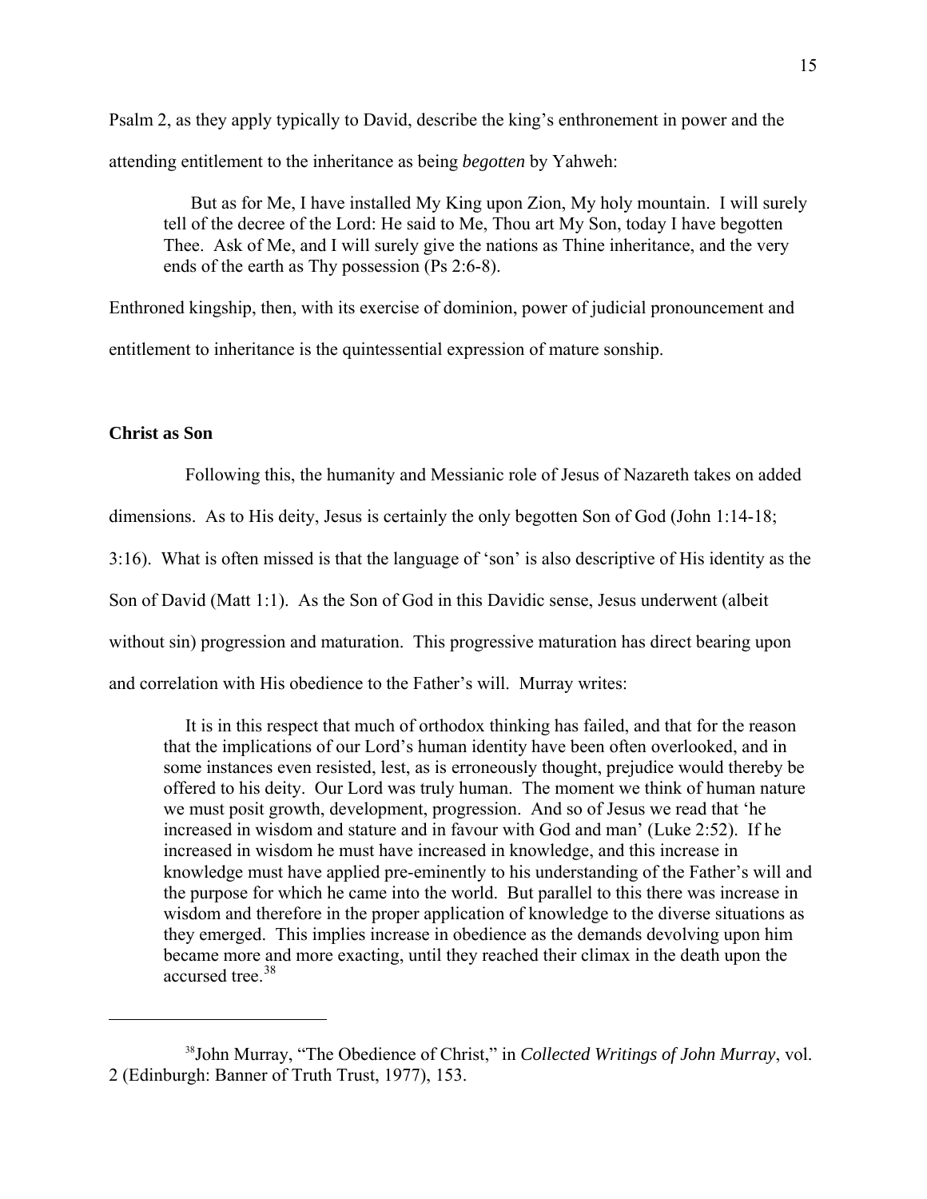Psalm 2, as they apply typically to David, describe the king's enthronement in power and the attending entitlement to the inheritance as being *begotten* by Yahweh:

> But as for Me, I have installed My King upon Zion, My holy mountain. I will surely tell of the decree of the Lord: He said to Me, Thou art My Son, today I have begotten Thee. Ask of Me, and I will surely give the nations as Thine inheritance, and the very ends of the earth as Thy possession (Ps 2:6-8).

Enthroned kingship, then, with its exercise of dominion, power of judicial pronouncement and entitlement to inheritance is the quintessential expression of mature sonship.

**Christ as Son**

Following this, the humanity and Messianic role of Jesus of Nazareth takes on added dimensions. As to His deity, Jesus is certainly the only begotten Son of God (John 1:14-18; 3:16). What is often missed is that the language of 'son' is also descriptive of His identity as the Son of David (Matt 1:1). As the Son of God in this Davidic sense, Jesus underwent (albeit without sin) progression and maturation. This progressive maturation has direct bearing upon and correlation with His obedience to the Father's will. Murray writes:

> It is in this respect that much of orthodox thinking has failed, and that for the reason that the implications of our Lord's human identity have been often overlooked, and in some instances even resisted, lest, as is erroneously thought, prejudice would thereby be offered to his deity. Our Lord was truly human. The moment we think of human nature we must posit growth, development, progression. And so of Jesus we read that 'he increased in wisdom and stature and in favour with God and man' (Luke 2:52). If he increased in wisdom he must have increased in knowledge, and this increase in knowledge must have applied pre-eminently to his understanding of the Father's will and the purpose for which he came into the world. But parallel to this there was increase in wisdom and therefore in the proper application of knowledge to the diverse situations as they emerged. This implies increase in obedience as the demands devolving upon him became more and more exacting, until they reached their climax in the death upon the accursed tree.[38]

---

[38] John Murray, "The Obedience of Christ," in *Collected Writings of John Murray*, vol. 2 (Edinburgh: Banner of Truth Trust, 1977), 153.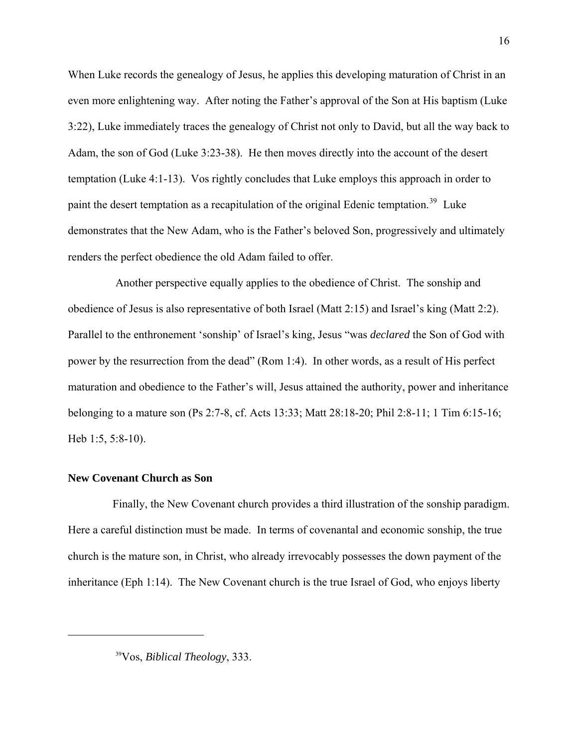When Luke records the genealogy of Jesus, he applies this developing maturation of Christ in an even more enlightening way. After noting the Father's approval of the Son at His baptism (Luke 3:22), Luke immediately traces the genealogy of Christ not only to David, but all the way back to Adam, the son of God (Luke 3:23-38). He then moves directly into the account of the desert temptation (Luke 4:1-13). Vos rightly concludes that Luke employs this approach in order to paint the desert temptation as a recapitulation of the original Edenic temptation.[39] Luke demonstrates that the New Adam, who is the Father's beloved Son, progressively and ultimately renders the perfect obedience the old Adam failed to offer.

Another perspective equally applies to the obedience of Christ. The sonship and obedience of Jesus is also representative of both Israel (Matt 2:15) and Israel's king (Matt 2:2). Parallel to the enthronement 'sonship' of Israel's king, Jesus "was *declared* the Son of God with power by the resurrection from the dead" (Rom 1:4). In other words, as a result of His perfect maturation and obedience to the Father's will, Jesus attained the authority, power and inheritance belonging to a mature son (Ps 2:7-8, cf. Acts 13:33; Matt 28:18-20; Phil 2:8-11; 1 Tim 6:15-16; Heb 1:5, 5:8-10).

### New Covenant Church as Son

Finally, the New Covenant church provides a third illustration of the sonship paradigm. Here a careful distinction must be made. In terms of covenantal and economic sonship, the true church is the mature son, in Christ, who already irrevocably possesses the down payment of the inheritance (Eph 1:14). The New Covenant church is the true Israel of God, who enjoys liberty

---

[39] Vos, *Biblical Theology*, 333.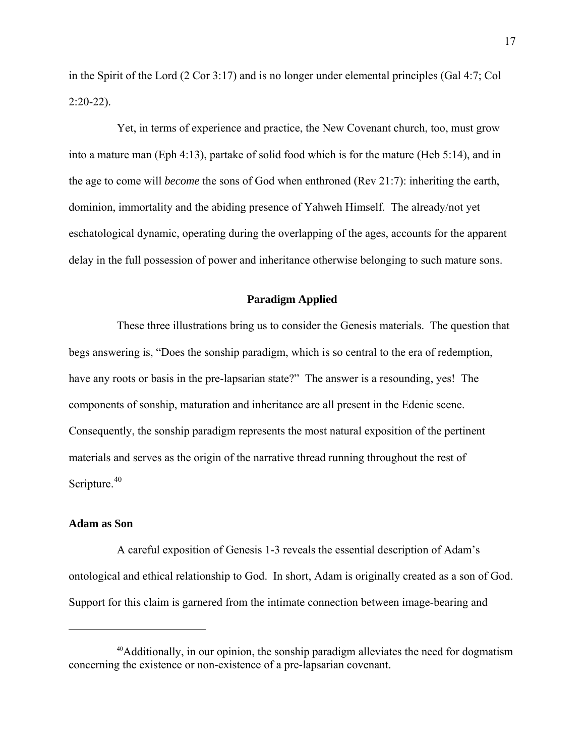in the Spirit of the Lord (2 Cor 3:17) and is no longer under elemental principles (Gal 4:7; Col 2:20-22).

Yet, in terms of experience and practice, the New Covenant church, too, must grow into a mature man (Eph 4:13), partake of solid food which is for the mature (Heb 5:14), and in the age to come will *become* the sons of God when enthroned (Rev 21:7): inheriting the earth, dominion, immortality and the abiding presence of Yahweh Himself. The already/not yet eschatological dynamic, operating during the overlapping of the ages, accounts for the apparent delay in the full possession of power and inheritance otherwise belonging to such mature sons.

## Paradigm Applied

These three illustrations bring us to consider the Genesis materials. The question that begs answering is, "Does the sonship paradigm, which is so central to the era of redemption, have any roots or basis in the pre-lapsarian state?" The answer is a resounding, yes! The components of sonship, maturation and inheritance are all present in the Edenic scene. Consequently, the sonship paradigm represents the most natural exposition of the pertinent materials and serves as the origin of the narrative thread running throughout the rest of Scripture.[40]

### Adam as Son

A careful exposition of Genesis 1-3 reveals the essential description of Adam's ontological and ethical relationship to God. In short, Adam is originally created as a son of God. Support for this claim is garnered from the intimate connection between image-bearing and

---

[40]Additionally, in our opinion, the sonship paradigm alleviates the need for dogmatism concerning the existence or non-existence of a pre-lapsarian covenant.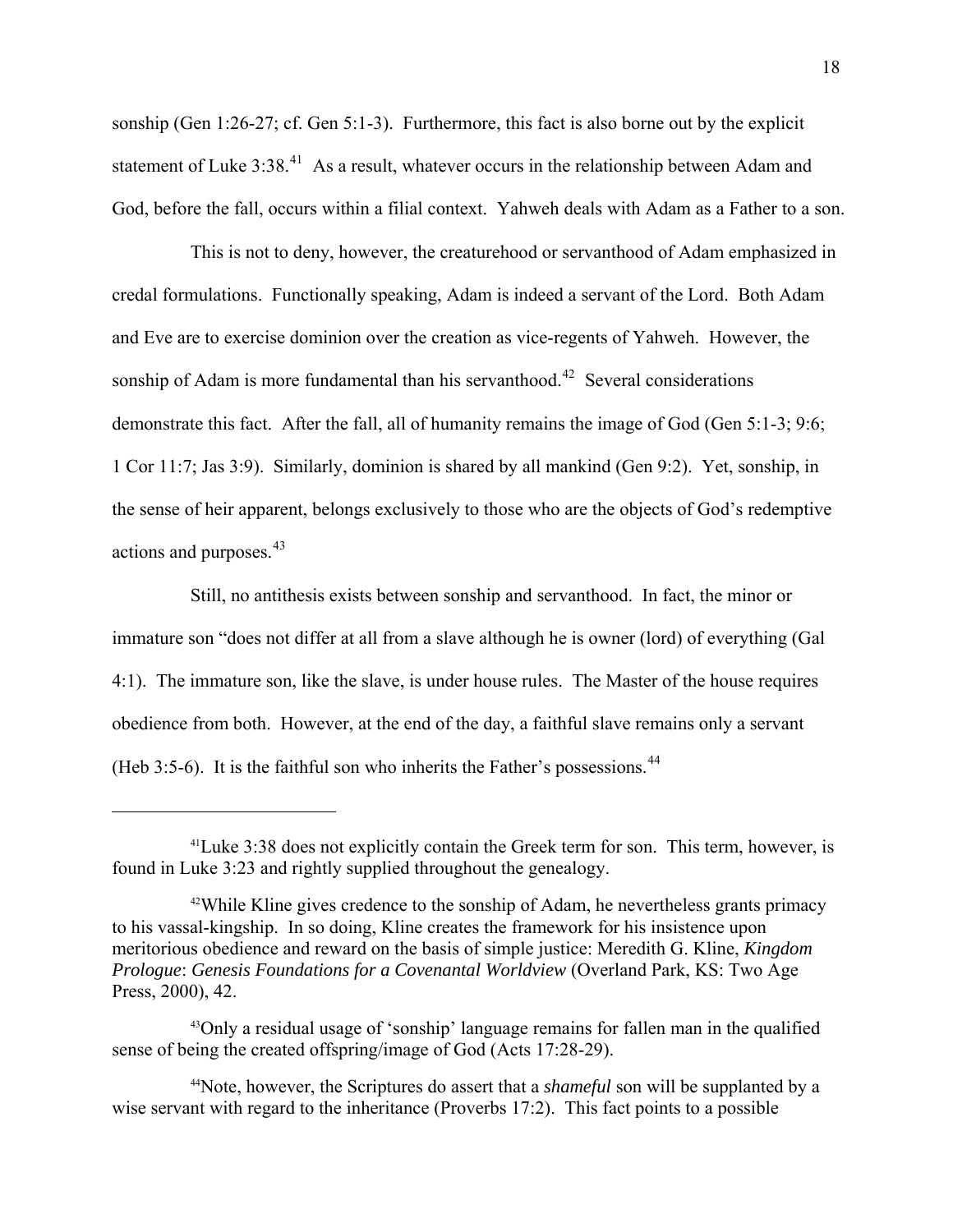sonship (Gen 1:26-27; cf. Gen 5:1-3). Furthermore, this fact is also borne out by the explicit statement of Luke 3:38.[41] As a result, whatever occurs in the relationship between Adam and God, before the fall, occurs within a filial context. Yahweh deals with Adam as a Father to a son.

This is not to deny, however, the creaturehood or servanthood of Adam emphasized in credal formulations. Functionally speaking, Adam is indeed a servant of the Lord. Both Adam and Eve are to exercise dominion over the creation as vice-regents of Yahweh. However, the sonship of Adam is more fundamental than his servanthood.[42] Several considerations demonstrate this fact. After the fall, all of humanity remains the image of God (Gen 5:1-3; 9:6; 1 Cor 11:7; Jas 3:9). Similarly, dominion is shared by all mankind (Gen 9:2). Yet, sonship, in the sense of heir apparent, belongs exclusively to those who are the objects of God's redemptive actions and purposes.[43]

Still, no antithesis exists between sonship and servanthood. In fact, the minor or immature son "does not differ at all from a slave although he is owner (lord) of everything (Gal 4:1). The immature son, like the slave, is under house rules. The Master of the house requires obedience from both. However, at the end of the day, a faithful slave remains only a servant (Heb 3:5-6). It is the faithful son who inherits the Father's possessions.[44]

---

[41]Luke 3:38 does not explicitly contain the Greek term for son. This term, however, is found in Luke 3:23 and rightly supplied throughout the genealogy.

[42]While Kline gives credence to the sonship of Adam, he nevertheless grants primacy to his vassal-kingship. In so doing, Kline creates the framework for his insistence upon meritorious obedience and reward on the basis of simple justice: Meredith G. Kline, *Kingdom Prologue*: *Genesis Foundations for a Covenantal Worldview* (Overland Park, KS: Two Age Press, 2000), 42.

[43]Only a residual usage of 'sonship' language remains for fallen man in the qualified sense of being the created offspring/image of God (Acts 17:28-29).

[44]Note, however, the Scriptures do assert that a *shameful* son will be supplanted by a wise servant with regard to the inheritance (Proverbs 17:2). This fact points to a possible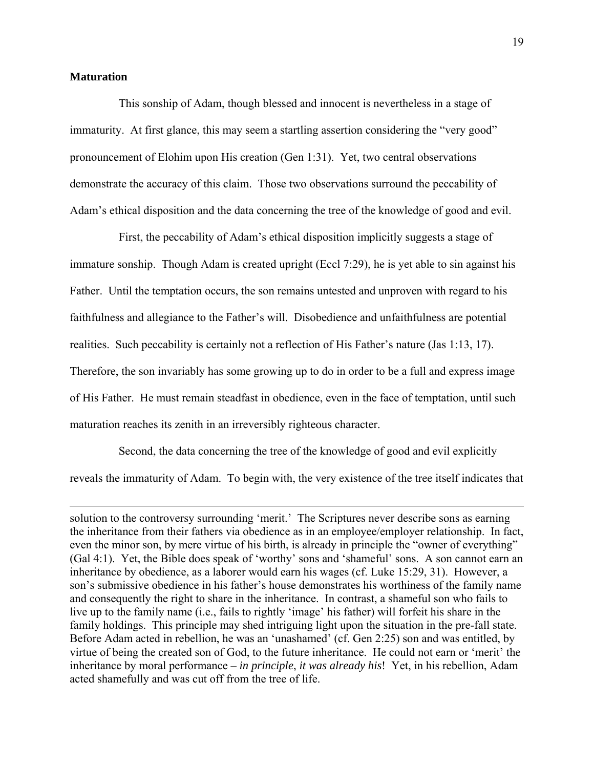**Maturation**

This sonship of Adam, though blessed and innocent is nevertheless in a stage of immaturity. At first glance, this may seem a startling assertion considering the "very good" pronouncement of Elohim upon His creation (Gen 1:31). Yet, two central observations demonstrate the accuracy of this claim. Those two observations surround the peccability of Adam's ethical disposition and the data concerning the tree of the knowledge of good and evil.

First, the peccability of Adam's ethical disposition implicitly suggests a stage of immature sonship. Though Adam is created upright (Eccl 7:29), he is yet able to sin against his Father. Until the temptation occurs, the son remains untested and unproven with regard to his faithfulness and allegiance to the Father's will. Disobedience and unfaithfulness are potential realities. Such peccability is certainly not a reflection of His Father's nature (Jas 1:13, 17). Therefore, the son invariably has some growing up to do in order to be a full and express image of His Father. He must remain steadfast in obedience, even in the face of temptation, until such maturation reaches its zenith in an irreversibly righteous character.

Second, the data concerning the tree of the knowledge of good and evil explicitly reveals the immaturity of Adam. To begin with, the very existence of the tree itself indicates that

---

solution to the controversy surrounding 'merit.' The Scriptures never describe sons as earning the inheritance from their fathers via obedience as in an employee/employer relationship. In fact, even the minor son, by mere virtue of his birth, is already in principle the "owner of everything" (Gal 4:1). Yet, the Bible does speak of 'worthy' sons and 'shameful' sons. A son cannot earn an inheritance by obedience, as a laborer would earn his wages (cf. Luke 15:29, 31). However, a son's submissive obedience in his father's house demonstrates his worthiness of the family name and consequently the right to share in the inheritance. In contrast, a shameful son who fails to live up to the family name (i.e., fails to rightly 'image' his father) will forfeit his share in the family holdings. This principle may shed intriguing light upon the situation in the pre-fall state. Before Adam acted in rebellion, he was an 'unashamed' (cf. Gen 2:25) son and was entitled, by virtue of being the created son of God, to the future inheritance. He could not earn or 'merit' the inheritance by moral performance – *in principle*, *it was already his*! Yet, in his rebellion, Adam acted shamefully and was cut off from the tree of life.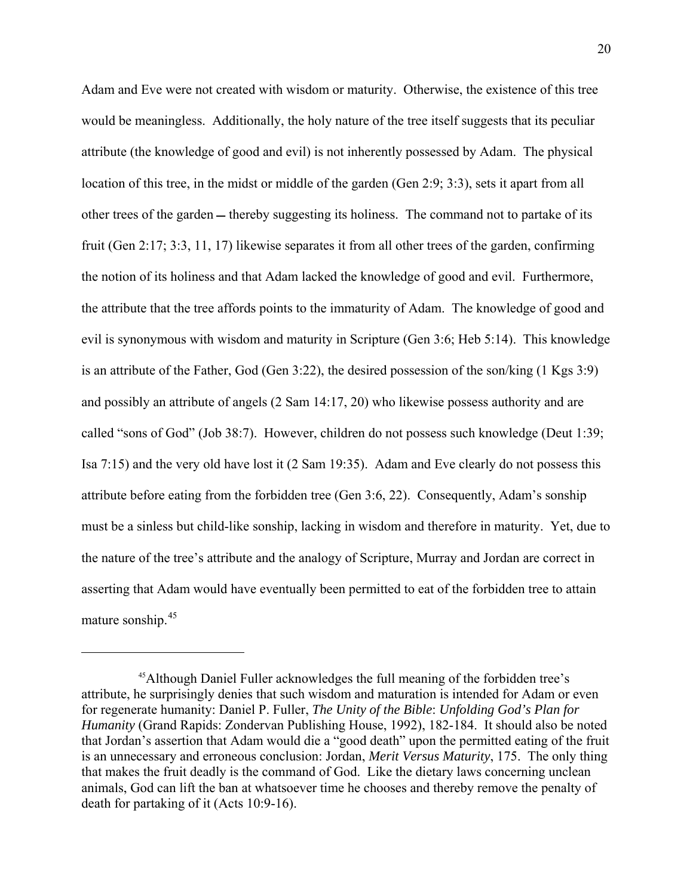Adam and Eve were not created with wisdom or maturity. Otherwise, the existence of this tree would be meaningless. Additionally, the holy nature of the tree itself suggests that its peculiar attribute (the knowledge of good and evil) is not inherently possessed by Adam. The physical location of this tree, in the midst or middle of the garden (Gen 2:9; 3:3), sets it apart from all other trees of the garden — thereby suggesting its holiness. The command not to partake of its fruit (Gen 2:17; 3:3, 11, 17) likewise separates it from all other trees of the garden, confirming the notion of its holiness and that Adam lacked the knowledge of good and evil. Furthermore, the attribute that the tree affords points to the immaturity of Adam. The knowledge of good and evil is synonymous with wisdom and maturity in Scripture (Gen 3:6; Heb 5:14). This knowledge is an attribute of the Father, God (Gen 3:22), the desired possession of the son/king (1 Kgs 3:9) and possibly an attribute of angels (2 Sam 14:17, 20) who likewise possess authority and are called "sons of God" (Job 38:7). However, children do not possess such knowledge (Deut 1:39; Isa 7:15) and the very old have lost it (2 Sam 19:35). Adam and Eve clearly do not possess this attribute before eating from the forbidden tree (Gen 3:6, 22). Consequently, Adam's sonship must be a sinless but child-like sonship, lacking in wisdom and therefore in maturity. Yet, due to the nature of the tree's attribute and the analogy of Scripture, Murray and Jordan are correct in asserting that Adam would have eventually been permitted to eat of the forbidden tree to attain mature sonship.[45]

---

[45]Although Daniel Fuller acknowledges the full meaning of the forbidden tree's attribute, he surprisingly denies that such wisdom and maturation is intended for Adam or even for regenerate humanity: Daniel P. Fuller, *The Unity of the Bible*: *Unfolding God's Plan for Humanity* (Grand Rapids: Zondervan Publishing House, 1992), 182-184. It should also be noted that Jordan's assertion that Adam would die a "good death" upon the permitted eating of the fruit is an unnecessary and erroneous conclusion: Jordan, *Merit Versus Maturity*, 175. The only thing that makes the fruit deadly is the command of God. Like the dietary laws concerning unclean animals, God can lift the ban at whatsoever time he chooses and thereby remove the penalty of death for partaking of it (Acts 10:9-16).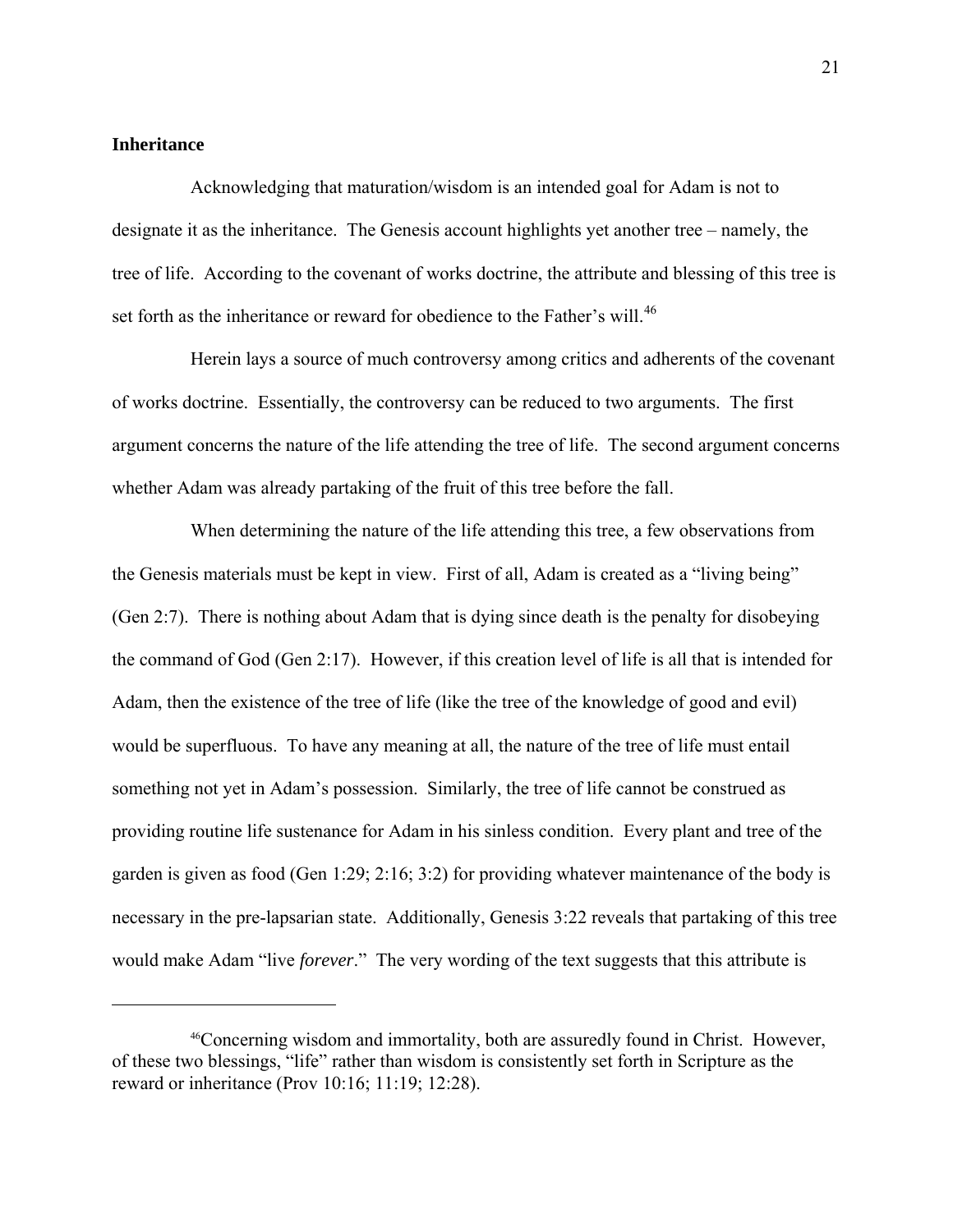**Inheritance**

Acknowledging that maturation/wisdom is an intended goal for Adam is not to designate it as the inheritance. The Genesis account highlights yet another tree – namely, the tree of life. According to the covenant of works doctrine, the attribute and blessing of this tree is set forth as the inheritance or reward for obedience to the Father's will.[46]

Herein lays a source of much controversy among critics and adherents of the covenant of works doctrine. Essentially, the controversy can be reduced to two arguments. The first argument concerns the nature of the life attending the tree of life. The second argument concerns whether Adam was already partaking of the fruit of this tree before the fall.

When determining the nature of the life attending this tree, a few observations from the Genesis materials must be kept in view. First of all, Adam is created as a "living being" (Gen 2:7). There is nothing about Adam that is dying since death is the penalty for disobeying the command of God (Gen 2:17). However, if this creation level of life is all that is intended for Adam, then the existence of the tree of life (like the tree of the knowledge of good and evil) would be superfluous. To have any meaning at all, the nature of the tree of life must entail something not yet in Adam's possession. Similarly, the tree of life cannot be construed as providing routine life sustenance for Adam in his sinless condition. Every plant and tree of the garden is given as food (Gen 1:29; 2:16; 3:2) for providing whatever maintenance of the body is necessary in the pre-lapsarian state. Additionally, Genesis 3:22 reveals that partaking of this tree would make Adam "live *forever*." The very wording of the text suggests that this attribute is

---

[46]Concerning wisdom and immortality, both are assuredly found in Christ. However, of these two blessings, "life" rather than wisdom is consistently set forth in Scripture as the reward or inheritance (Prov 10:16; 11:19; 12:28).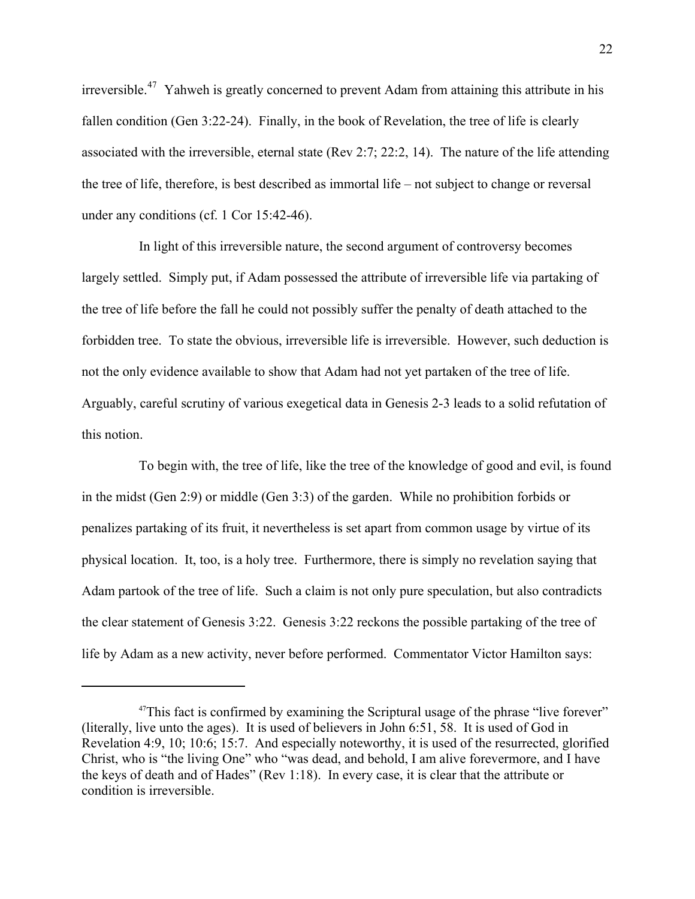irreversible.[47] Yahweh is greatly concerned to prevent Adam from attaining this attribute in his fallen condition (Gen 3:22-24). Finally, in the book of Revelation, the tree of life is clearly associated with the irreversible, eternal state (Rev 2:7; 22:2, 14). The nature of the life attending the tree of life, therefore, is best described as immortal life – not subject to change or reversal under any conditions (cf. 1 Cor 15:42-46).

In light of this irreversible nature, the second argument of controversy becomes largely settled. Simply put, if Adam possessed the attribute of irreversible life via partaking of the tree of life before the fall he could not possibly suffer the penalty of death attached to the forbidden tree. To state the obvious, irreversible life is irreversible. However, such deduction is not the only evidence available to show that Adam had not yet partaken of the tree of life. Arguably, careful scrutiny of various exegetical data in Genesis 2-3 leads to a solid refutation of this notion.

To begin with, the tree of life, like the tree of the knowledge of good and evil, is found in the midst (Gen 2:9) or middle (Gen 3:3) of the garden. While no prohibition forbids or penalizes partaking of its fruit, it nevertheless is set apart from common usage by virtue of its physical location. It, too, is a holy tree. Furthermore, there is simply no revelation saying that Adam partook of the tree of life. Such a claim is not only pure speculation, but also contradicts the clear statement of Genesis 3:22. Genesis 3:22 reckons the possible partaking of the tree of life by Adam as a new activity, never before performed. Commentator Victor Hamilton says:

---

[47]This fact is confirmed by examining the Scriptural usage of the phrase "live forever" (literally, live unto the ages). It is used of believers in John 6:51, 58. It is used of God in Revelation 4:9, 10; 10:6; 15:7. And especially noteworthy, it is used of the resurrected, glorified Christ, who is "the living One" who "was dead, and behold, I am alive forevermore, and I have the keys of death and of Hades" (Rev 1:18). In every case, it is clear that the attribute or condition is irreversible.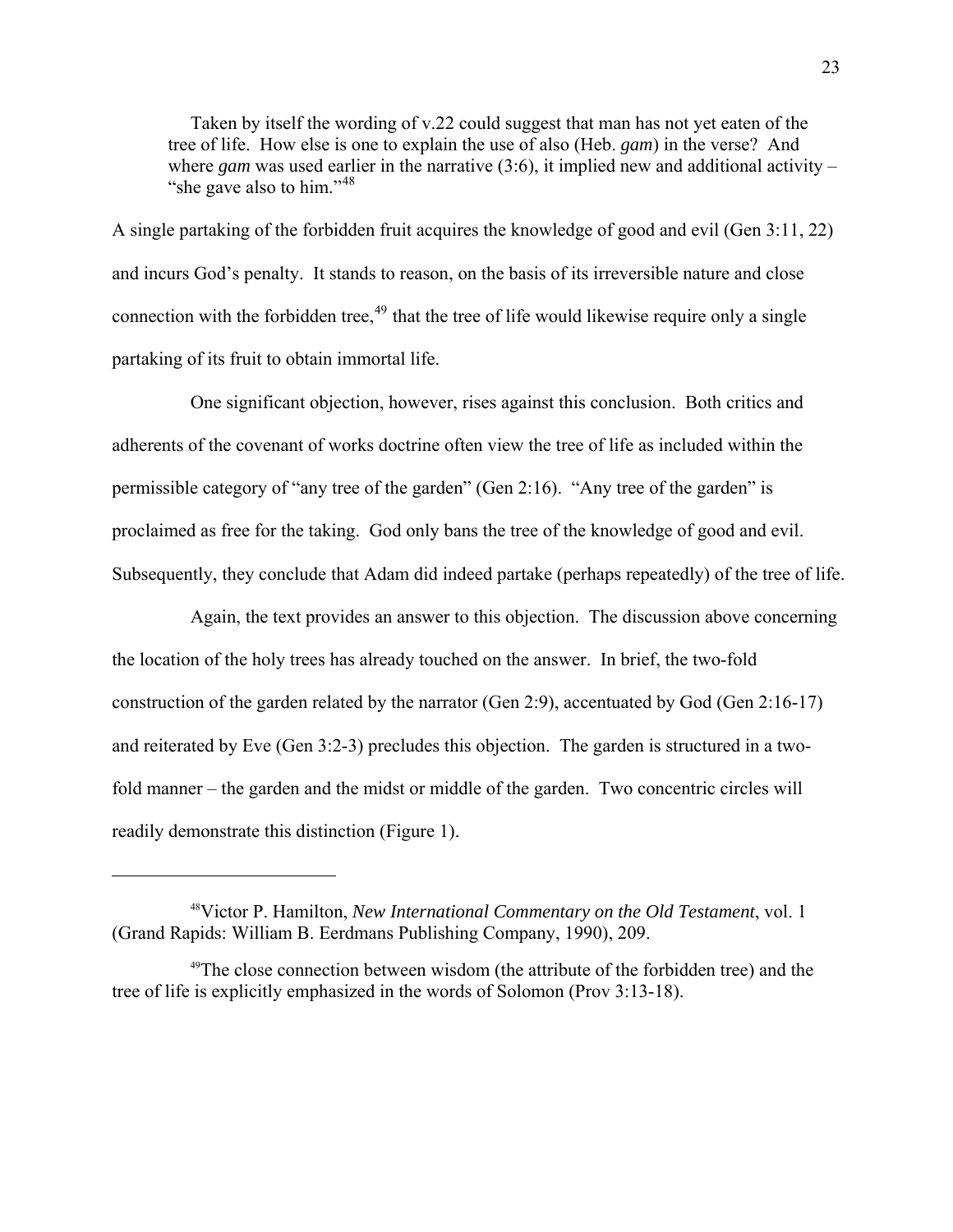> Taken by itself the wording of v.22 could suggest that man has not yet eaten of the tree of life. How else is one to explain the use of also (Heb. *gam*) in the verse? And where *gam* was used earlier in the narrative (3:6), it implied new and additional activity – "she gave also to him."[48]

A single partaking of the forbidden fruit acquires the knowledge of good and evil (Gen 3:11, 22) and incurs God's penalty. It stands to reason, on the basis of its irreversible nature and close connection with the forbidden tree,[49] that the tree of life would likewise require only a single partaking of its fruit to obtain immortal life.

One significant objection, however, rises against this conclusion. Both critics and adherents of the covenant of works doctrine often view the tree of life as included within the permissible category of "any tree of the garden" (Gen 2:16). "Any tree of the garden" is proclaimed as free for the taking. God only bans the tree of the knowledge of good and evil. Subsequently, they conclude that Adam did indeed partake (perhaps repeatedly) of the tree of life.

Again, the text provides an answer to this objection. The discussion above concerning the location of the holy trees has already touched on the answer. In brief, the two-fold construction of the garden related by the narrator (Gen 2:9), accentuated by God (Gen 2:16-17) and reiterated by Eve (Gen 3:2-3) precludes this objection. The garden is structured in a two-fold manner – the garden and the midst or middle of the garden. Two concentric circles will readily demonstrate this distinction (Figure 1).

---

[48] Victor P. Hamilton, *New International Commentary on the Old Testament*, vol. 1 (Grand Rapids: William B. Eerdmans Publishing Company, 1990), 209.

[49] The close connection between wisdom (the attribute of the forbidden tree) and the tree of life is explicitly emphasized in the words of Solomon (Prov 3:13-18).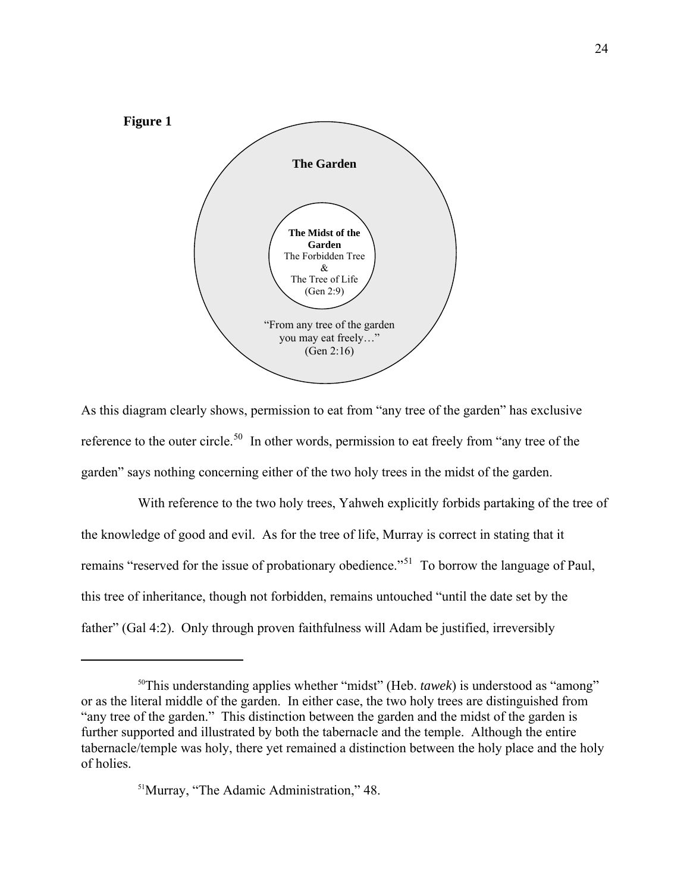**Figure 1**

**The Garden**

**The Midst of the Garden**
The Forbidden Tree
&
The Tree of Life
(Gen 2:9)

"From any tree of the garden you may eat freely…"
(Gen 2:16)

As this diagram clearly shows, permission to eat from "any tree of the garden" has exclusive reference to the outer circle.[50] In other words, permission to eat freely from "any tree of the garden" says nothing concerning either of the two holy trees in the midst of the garden.

With reference to the two holy trees, Yahweh explicitly forbids partaking of the tree of the knowledge of good and evil. As for the tree of life, Murray is correct in stating that it remains "reserved for the issue of probationary obedience."[51] To borrow the language of Paul, this tree of inheritance, though not forbidden, remains untouched "until the date set by the father" (Gal 4:2). Only through proven faithfulness will Adam be justified, irreversibly

---

[50]This understanding applies whether "midst" (Heb. *tawek*) is understood as "among" or as the literal middle of the garden. In either case, the two holy trees are distinguished from "any tree of the garden." This distinction between the garden and the midst of the garden is further supported and illustrated by both the tabernacle and the temple. Although the entire tabernacle/temple was holy, there yet remained a distinction between the holy place and the holy of holies.

[51]Murray, "The Adamic Administration," 48.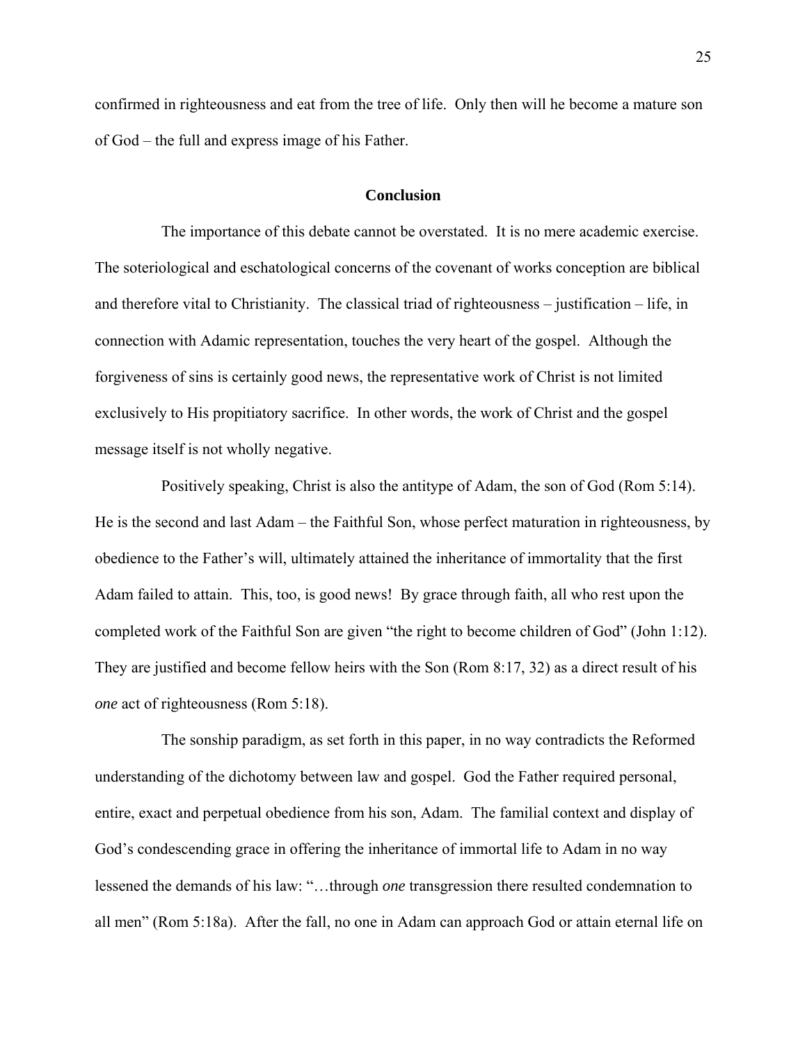confirmed in righteousness and eat from the tree of life. Only then will he become a mature son of God – the full and express image of his Father.

## Conclusion

The importance of this debate cannot be overstated. It is no mere academic exercise. The soteriological and eschatological concerns of the covenant of works conception are biblical and therefore vital to Christianity. The classical triad of righteousness – justification – life, in connection with Adamic representation, touches the very heart of the gospel. Although the forgiveness of sins is certainly good news, the representative work of Christ is not limited exclusively to His propitiatory sacrifice. In other words, the work of Christ and the gospel message itself is not wholly negative.

Positively speaking, Christ is also the antitype of Adam, the son of God (Rom 5:14). He is the second and last Adam – the Faithful Son, whose perfect maturation in righteousness, by obedience to the Father's will, ultimately attained the inheritance of immortality that the first Adam failed to attain. This, too, is good news! By grace through faith, all who rest upon the completed work of the Faithful Son are given "the right to become children of God" (John 1:12). They are justified and become fellow heirs with the Son (Rom 8:17, 32) as a direct result of his *one* act of righteousness (Rom 5:18).

The sonship paradigm, as set forth in this paper, in no way contradicts the Reformed understanding of the dichotomy between law and gospel. God the Father required personal, entire, exact and perpetual obedience from his son, Adam. The familial context and display of God's condescending grace in offering the inheritance of immortal life to Adam in no way lessened the demands of his law: "…through *one* transgression there resulted condemnation to all men" (Rom 5:18a). After the fall, no one in Adam can approach God or attain eternal life on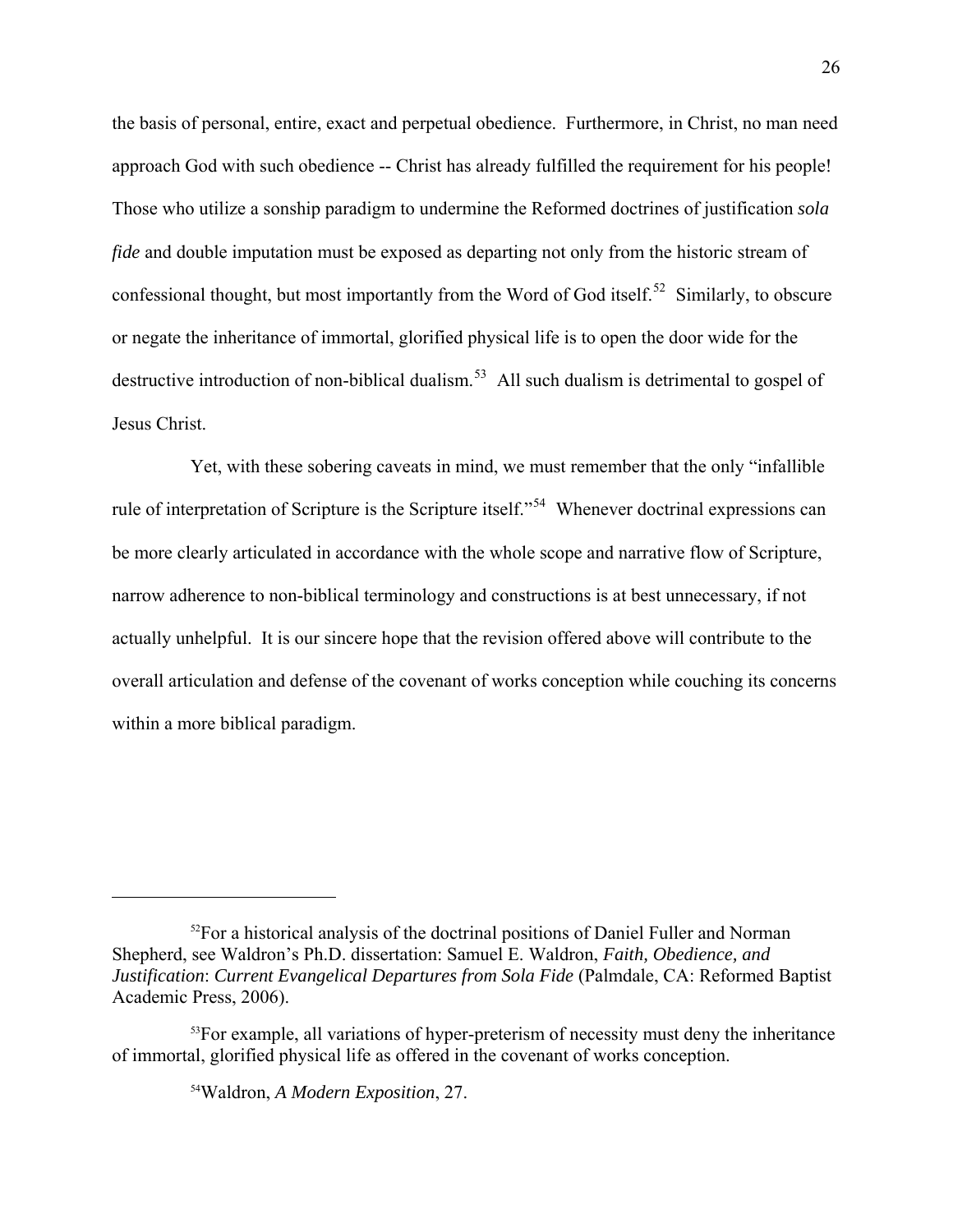the basis of personal, entire, exact and perpetual obedience. Furthermore, in Christ, no man need approach God with such obedience -- Christ has already fulfilled the requirement for his people! Those who utilize a sonship paradigm to undermine the Reformed doctrines of justification *sola fide* and double imputation must be exposed as departing not only from the historic stream of confessional thought, but most importantly from the Word of God itself.[52] Similarly, to obscure or negate the inheritance of immortal, glorified physical life is to open the door wide for the destructive introduction of non-biblical dualism.[53] All such dualism is detrimental to gospel of Jesus Christ.

Yet, with these sobering caveats in mind, we must remember that the only "infallible rule of interpretation of Scripture is the Scripture itself."[54] Whenever doctrinal expressions can be more clearly articulated in accordance with the whole scope and narrative flow of Scripture, narrow adherence to non-biblical terminology and constructions is at best unnecessary, if not actually unhelpful. It is our sincere hope that the revision offered above will contribute to the overall articulation and defense of the covenant of works conception while couching its concerns within a more biblical paradigm.

---

[52]For a historical analysis of the doctrinal positions of Daniel Fuller and Norman Shepherd, see Waldron's Ph.D. dissertation: Samuel E. Waldron, *Faith, Obedience, and Justification*: *Current Evangelical Departures from Sola Fide* (Palmdale, CA: Reformed Baptist Academic Press, 2006).

[53]For example, all variations of hyper-preterism of necessity must deny the inheritance of immortal, glorified physical life as offered in the covenant of works conception.

[54]Waldron, *A Modern Exposition*, 27.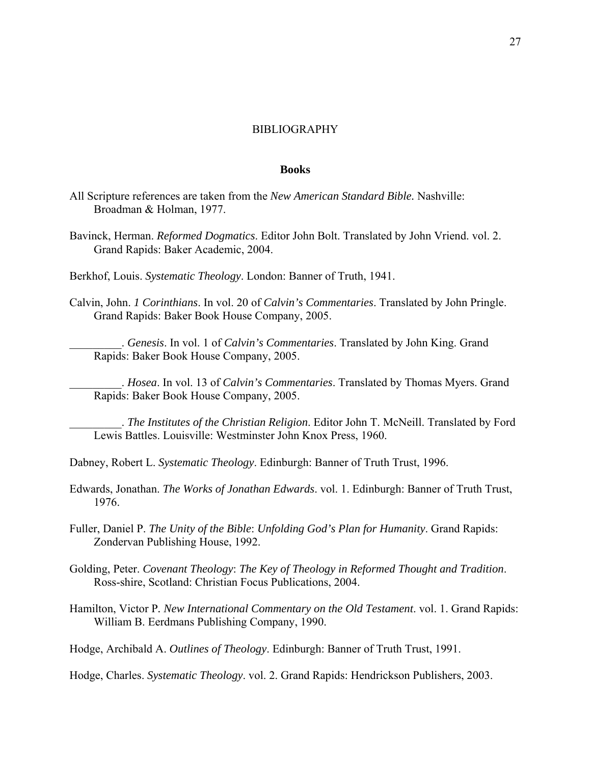# BIBLIOGRAPHY

## Books

All Scripture references are taken from the *New American Standard Bible.* Nashville: Broadman & Holman, 1977.

Bavinck, Herman. *Reformed Dogmatics*. Editor John Bolt. Translated by John Vriend. vol. 2. Grand Rapids: Baker Academic, 2004.

Berkhof, Louis. *Systematic Theology*. London: Banner of Truth, 1941.

Calvin, John. *1 Corinthians*. In vol. 20 of *Calvin's Commentaries*. Translated by John Pringle. Grand Rapids: Baker Book House Company, 2005.

_________. *Genesis*. In vol. 1 of *Calvin's Commentaries*. Translated by John King. Grand Rapids: Baker Book House Company, 2005.

_________. *Hosea*. In vol. 13 of *Calvin's Commentaries*. Translated by Thomas Myers. Grand Rapids: Baker Book House Company, 2005.

_________. *The Institutes of the Christian Religion*. Editor John T. McNeill. Translated by Ford Lewis Battles. Louisville: Westminster John Knox Press, 1960.

Dabney, Robert L. *Systematic Theology*. Edinburgh: Banner of Truth Trust, 1996.

Edwards, Jonathan. *The Works of Jonathan Edwards*. vol. 1. Edinburgh: Banner of Truth Trust, 1976.

Fuller, Daniel P. *The Unity of the Bible*: *Unfolding God's Plan for Humanity*. Grand Rapids: Zondervan Publishing House, 1992.

Golding, Peter. *Covenant Theology*: *The Key of Theology in Reformed Thought and Tradition*. Ross-shire, Scotland: Christian Focus Publications, 2004.

Hamilton, Victor P. *New International Commentary on the Old Testament*. vol. 1. Grand Rapids: William B. Eerdmans Publishing Company, 1990.

Hodge, Archibald A. *Outlines of Theology*. Edinburgh: Banner of Truth Trust, 1991.

Hodge, Charles. *Systematic Theology*. vol. 2. Grand Rapids: Hendrickson Publishers, 2003.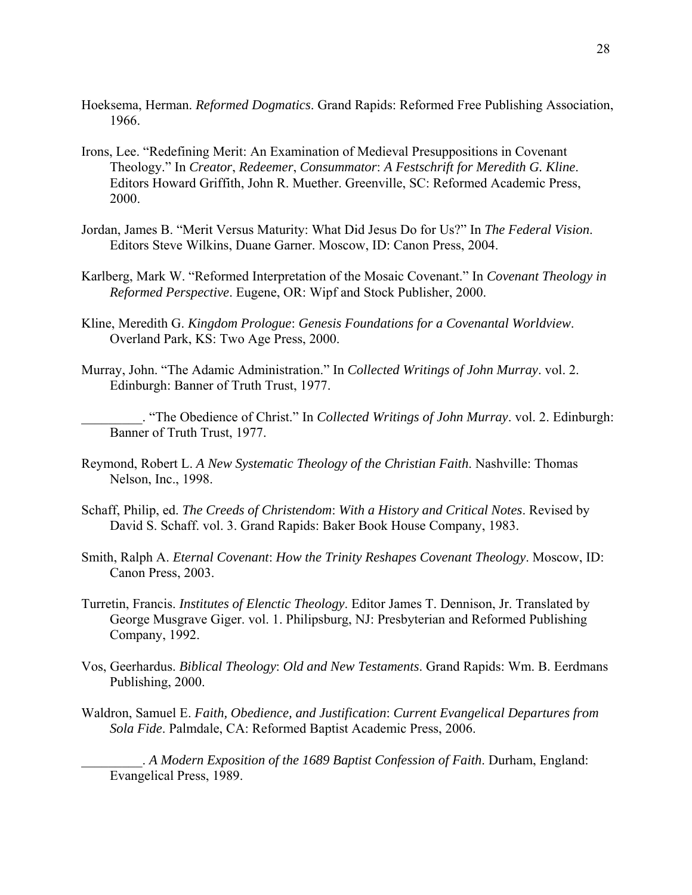Hoeksema, Herman. *Reformed Dogmatics*. Grand Rapids: Reformed Free Publishing Association, 1966.

Irons, Lee. "Redefining Merit: An Examination of Medieval Presuppositions in Covenant Theology." In *Creator*, *Redeemer*, *Consummator*: *A Festschrift for Meredith G. Kline*. Editors Howard Griffith, John R. Muether. Greenville, SC: Reformed Academic Press, 2000.

Jordan, James B. "Merit Versus Maturity: What Did Jesus Do for Us?" In *The Federal Vision*. Editors Steve Wilkins, Duane Garner. Moscow, ID: Canon Press, 2004.

Karlberg, Mark W. "Reformed Interpretation of the Mosaic Covenant." In *Covenant Theology in Reformed Perspective*. Eugene, OR: Wipf and Stock Publisher, 2000.

Kline, Meredith G. *Kingdom Prologue*: *Genesis Foundations for a Covenantal Worldview*. Overland Park, KS: Two Age Press, 2000.

Murray, John. "The Adamic Administration." In *Collected Writings of John Murray*. vol. 2. Edinburgh: Banner of Truth Trust, 1977.

_________. "The Obedience of Christ." In *Collected Writings of John Murray*. vol. 2. Edinburgh: Banner of Truth Trust, 1977.

Reymond, Robert L. *A New Systematic Theology of the Christian Faith*. Nashville: Thomas Nelson, Inc., 1998.

Schaff, Philip, ed. *The Creeds of Christendom*: *With a History and Critical Notes*. Revised by David S. Schaff. vol. 3. Grand Rapids: Baker Book House Company, 1983.

Smith, Ralph A. *Eternal Covenant*: *How the Trinity Reshapes Covenant Theology*. Moscow, ID: Canon Press, 2003.

Turretin, Francis. *Institutes of Elenctic Theology*. Editor James T. Dennison, Jr. Translated by George Musgrave Giger. vol. 1. Philipsburg, NJ: Presbyterian and Reformed Publishing Company, 1992.

Vos, Geerhardus. *Biblical Theology*: *Old and New Testaments*. Grand Rapids: Wm. B. Eerdmans Publishing, 2000.

Waldron, Samuel E. *Faith, Obedience, and Justification*: *Current Evangelical Departures from Sola Fide*. Palmdale, CA: Reformed Baptist Academic Press, 2006.

_________. *A Modern Exposition of the 1689 Baptist Confession of Faith*. Durham, England: Evangelical Press, 1989.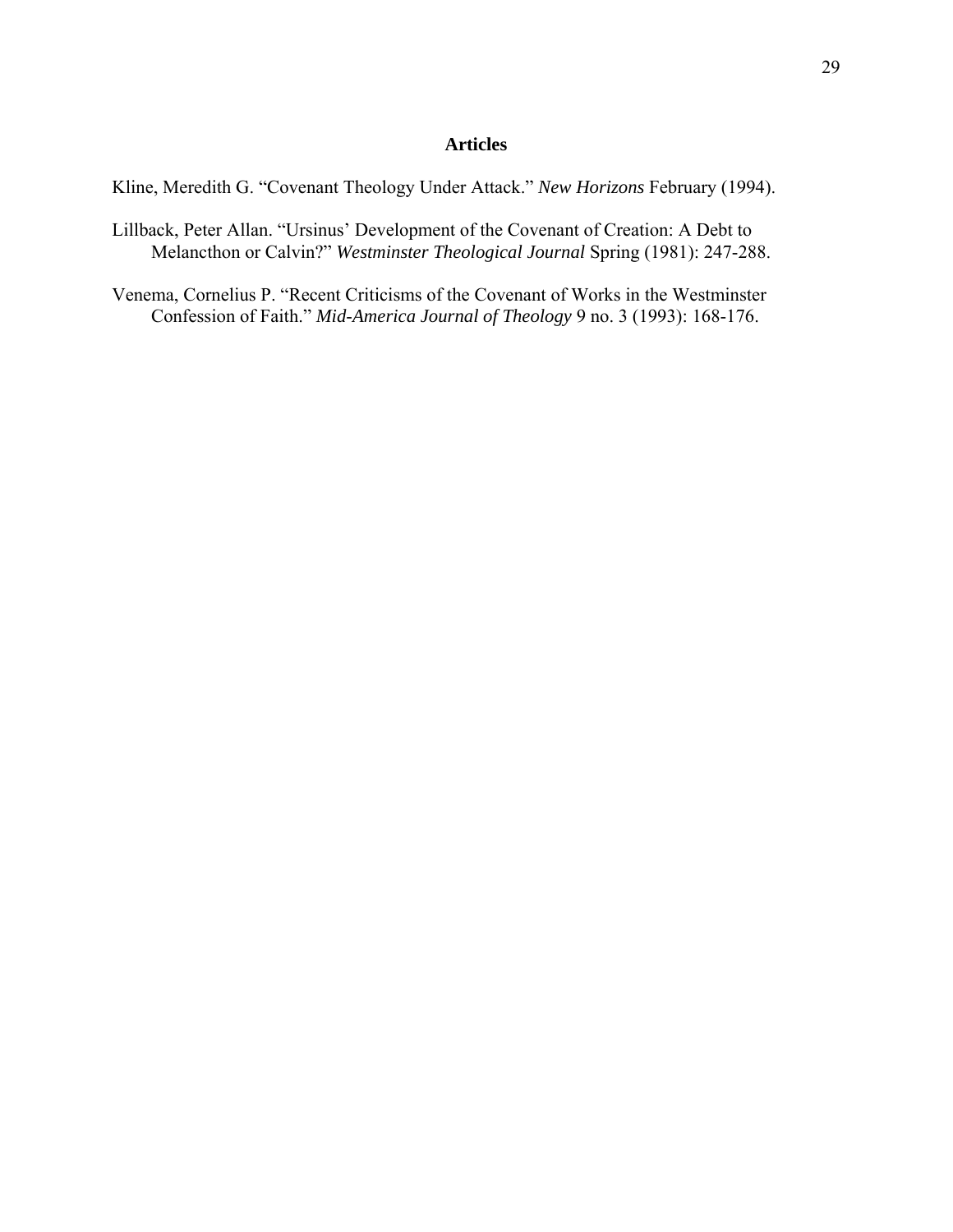## Articles

Kline, Meredith G. "Covenant Theology Under Attack." *New Horizons* February (1994).

Lillback, Peter Allan. "Ursinus' Development of the Covenant of Creation: A Debt to Melancthon or Calvin?" *Westminster Theological Journal* Spring (1981): 247-288.

Venema, Cornelius P. "Recent Criticisms of the Covenant of Works in the Westminster Confession of Faith." *Mid-America Journal of Theology* 9 no. 3 (1993): 168-176.